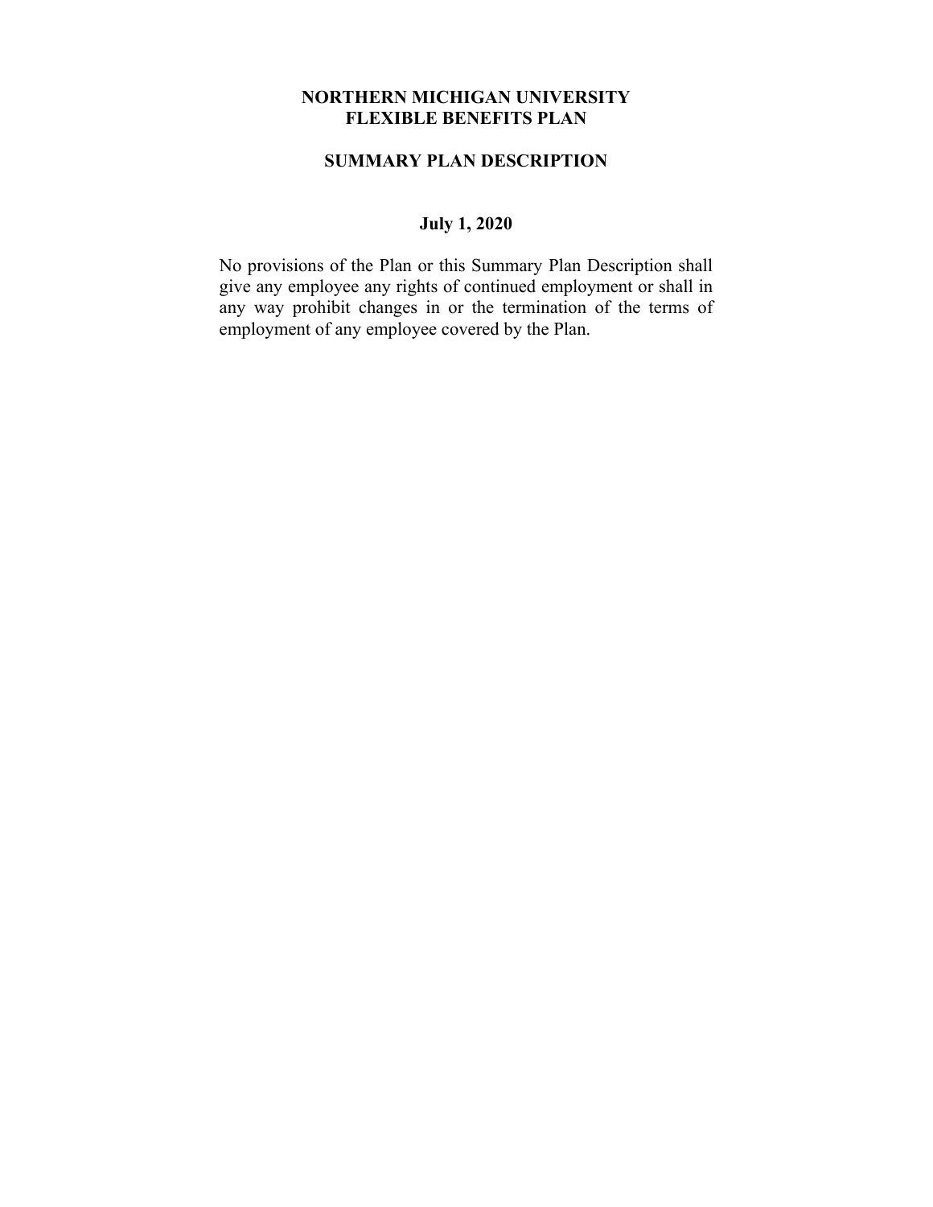# NORTHERN MICHIGAN UNIVERSITY
# FLEXIBLE BENEFITS PLAN

## SUMMARY PLAN DESCRIPTION

**July 1, 2020**

No provisions of the Plan or this Summary Plan Description shall give any employee any rights of continued employment or shall in any way prohibit changes in or the termination of the terms of employment of any employee covered by the Plan.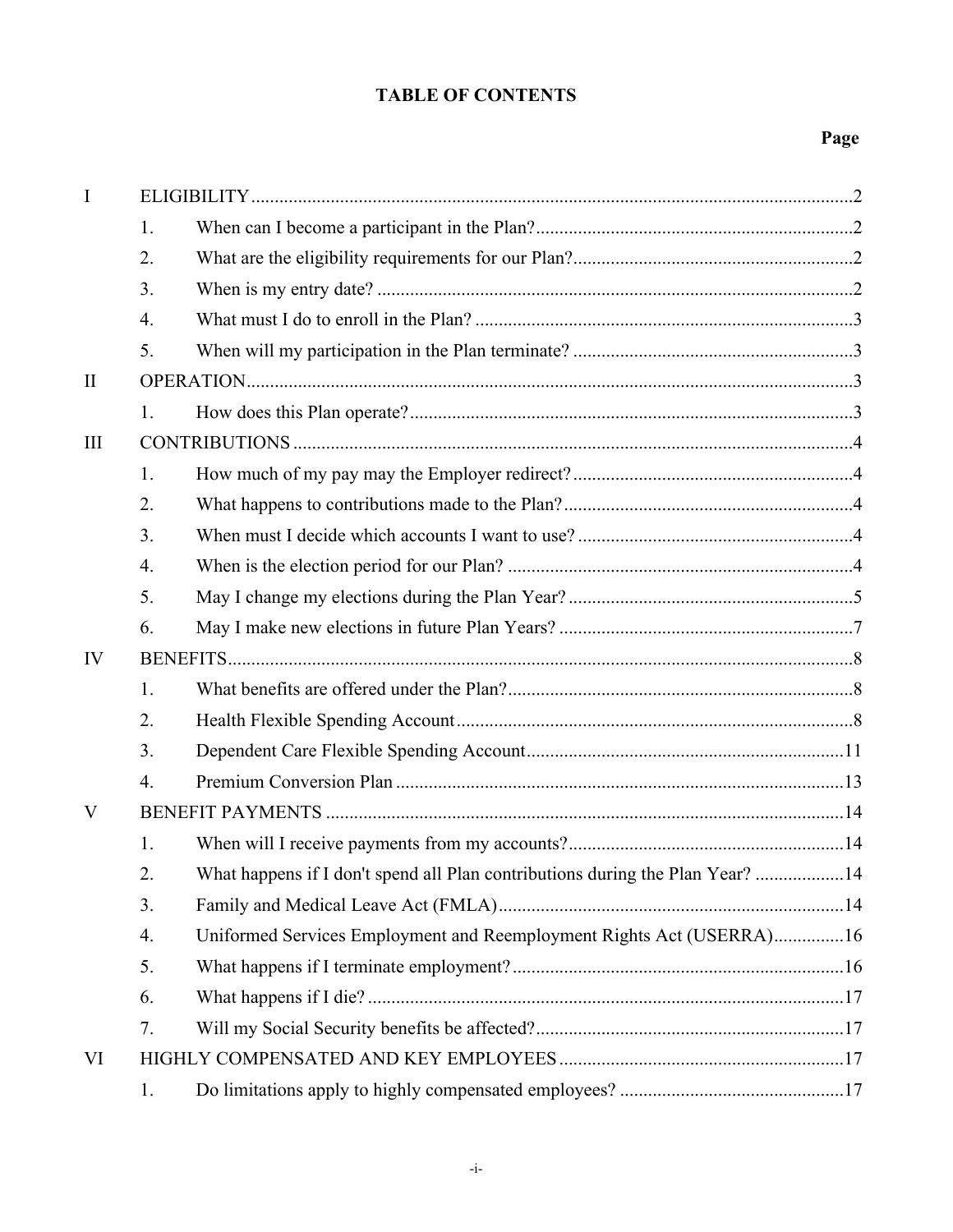# TABLE OF CONTENTS

| | | | Page |
|---|---|---|---|
| I | ELIGIBILITY | | 2 |
| | 1. | When can I become a participant in the Plan? | 2 |
| | 2. | What are the eligibility requirements for our Plan? | 2 |
| | 3. | When is my entry date? | 2 |
| | 4. | What must I do to enroll in the Plan? | 3 |
| | 5. | When will my participation in the Plan terminate? | 3 |
| II | OPERATION | | 3 |
| | 1. | How does this Plan operate? | 3 |
| III | CONTRIBUTIONS | | 4 |
| | 1. | How much of my pay may the Employer redirect? | 4 |
| | 2. | What happens to contributions made to the Plan? | 4 |
| | 3. | When must I decide which accounts I want to use? | 4 |
| | 4. | When is the election period for our Plan? | 4 |
| | 5. | May I change my elections during the Plan Year? | 5 |
| | 6. | May I make new elections in future Plan Years? | 7 |
| IV | BENEFITS | | 8 |
| | 1. | What benefits are offered under the Plan? | 8 |
| | 2. | Health Flexible Spending Account | 8 |
| | 3. | Dependent Care Flexible Spending Account | 11 |
| | 4. | Premium Conversion Plan | 13 |
| V | BENEFIT PAYMENTS | | 14 |
| | 1. | When will I receive payments from my accounts? | 14 |
| | 2. | What happens if I don't spend all Plan contributions during the Plan Year? | 14 |
| | 3. | Family and Medical Leave Act (FMLA) | 14 |
| | 4. | Uniformed Services Employment and Reemployment Rights Act (USERRA) | 16 |
| | 5. | What happens if I terminate employment? | 16 |
| | 6. | What happens if I die? | 17 |
| | 7. | Will my Social Security benefits be affected? | 17 |
| VI | HIGHLY COMPENSATED AND KEY EMPLOYEES | | 17 |
| | 1. | Do limitations apply to highly compensated employees? | 17 |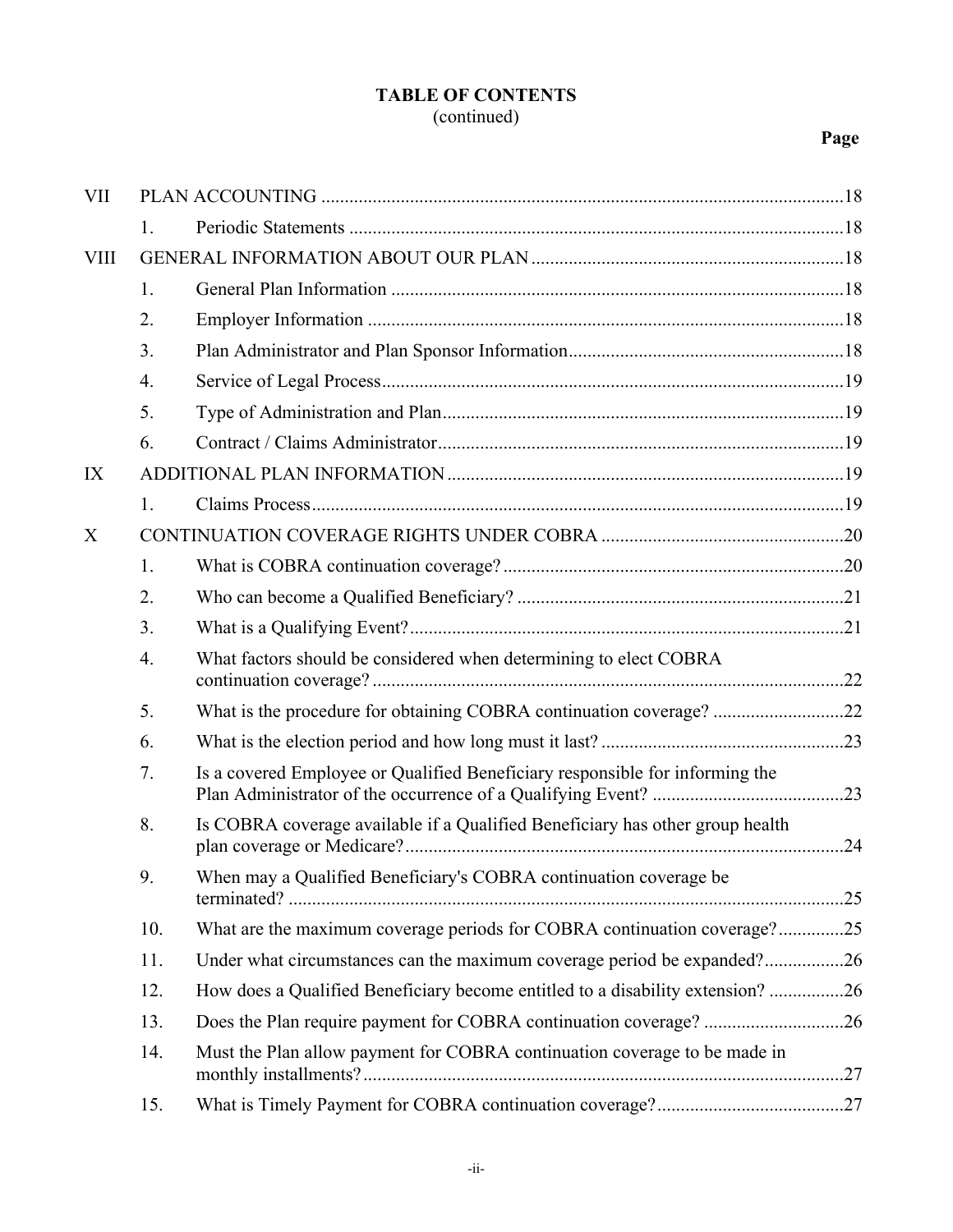**TABLE OF CONTENTS**
(continued)

| | | | Page |
|---|---|---|---|
| VII | PLAN ACCOUNTING | | 18 |
| | 1. | Periodic Statements | 18 |
| VIII | GENERAL INFORMATION ABOUT OUR PLAN | | 18 |
| | 1. | General Plan Information | 18 |
| | 2. | Employer Information | 18 |
| | 3. | Plan Administrator and Plan Sponsor Information | 18 |
| | 4. | Service of Legal Process | 19 |
| | 5. | Type of Administration and Plan | 19 |
| | 6. | Contract / Claims Administrator | 19 |
| IX | ADDITIONAL PLAN INFORMATION | | 19 |
| | 1. | Claims Process | 19 |
| X | CONTINUATION COVERAGE RIGHTS UNDER COBRA | | 20 |
| | 1. | What is COBRA continuation coverage? | 20 |
| | 2. | Who can become a Qualified Beneficiary? | 21 |
| | 3. | What is a Qualifying Event? | 21 |
| | 4. | What factors should be considered when determining to elect COBRA continuation coverage? | 22 |
| | 5. | What is the procedure for obtaining COBRA continuation coverage? | 22 |
| | 6. | What is the election period and how long must it last? | 23 |
| | 7. | Is a covered Employee or Qualified Beneficiary responsible for informing the Plan Administrator of the occurrence of a Qualifying Event? | 23 |
| | 8. | Is COBRA coverage available if a Qualified Beneficiary has other group health plan coverage or Medicare? | 24 |
| | 9. | When may a Qualified Beneficiary's COBRA continuation coverage be terminated? | 25 |
| | 10. | What are the maximum coverage periods for COBRA continuation coverage? | 25 |
| | 11. | Under what circumstances can the maximum coverage period be expanded? | 26 |
| | 12. | How does a Qualified Beneficiary become entitled to a disability extension? | 26 |
| | 13. | Does the Plan require payment for COBRA continuation coverage? | 26 |
| | 14. | Must the Plan allow payment for COBRA continuation coverage to be made in monthly installments? | 27 |
| | 15. | What is Timely Payment for COBRA continuation coverage? | 27 |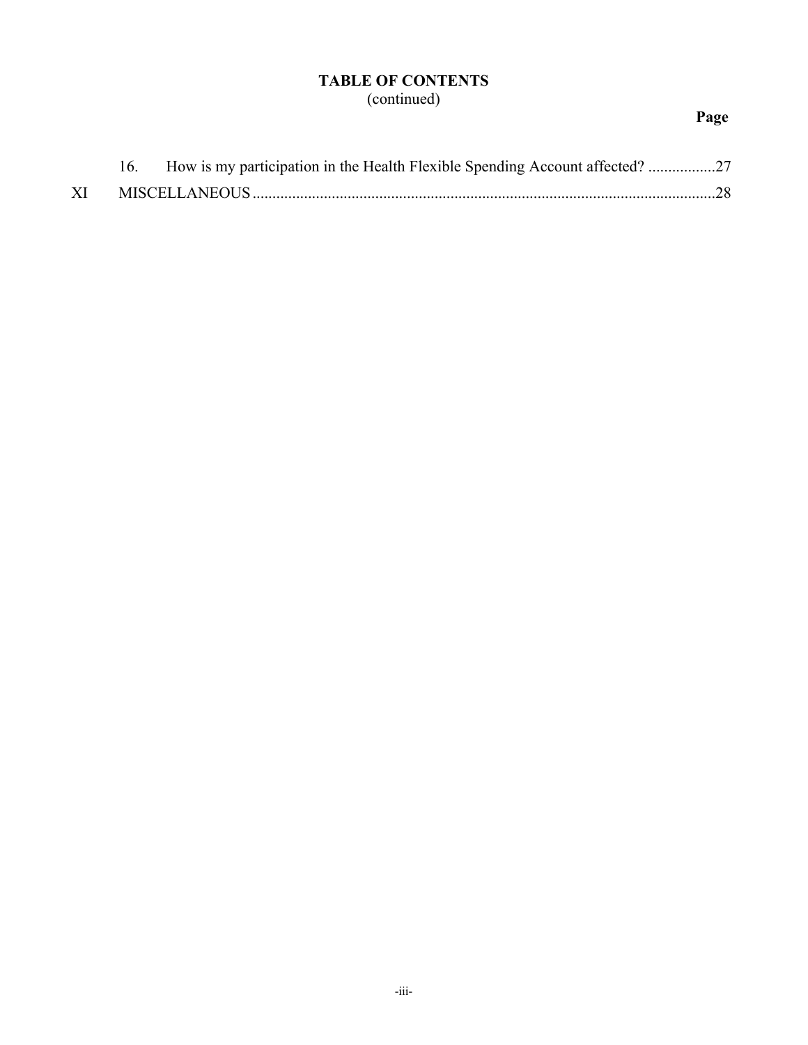**TABLE OF CONTENTS**
(continued)

| | | Page |
|---|---|---|
| | 16. How is my participation in the Health Flexible Spending Account affected? | 27 |
| XI | MISCELLANEOUS | 28 |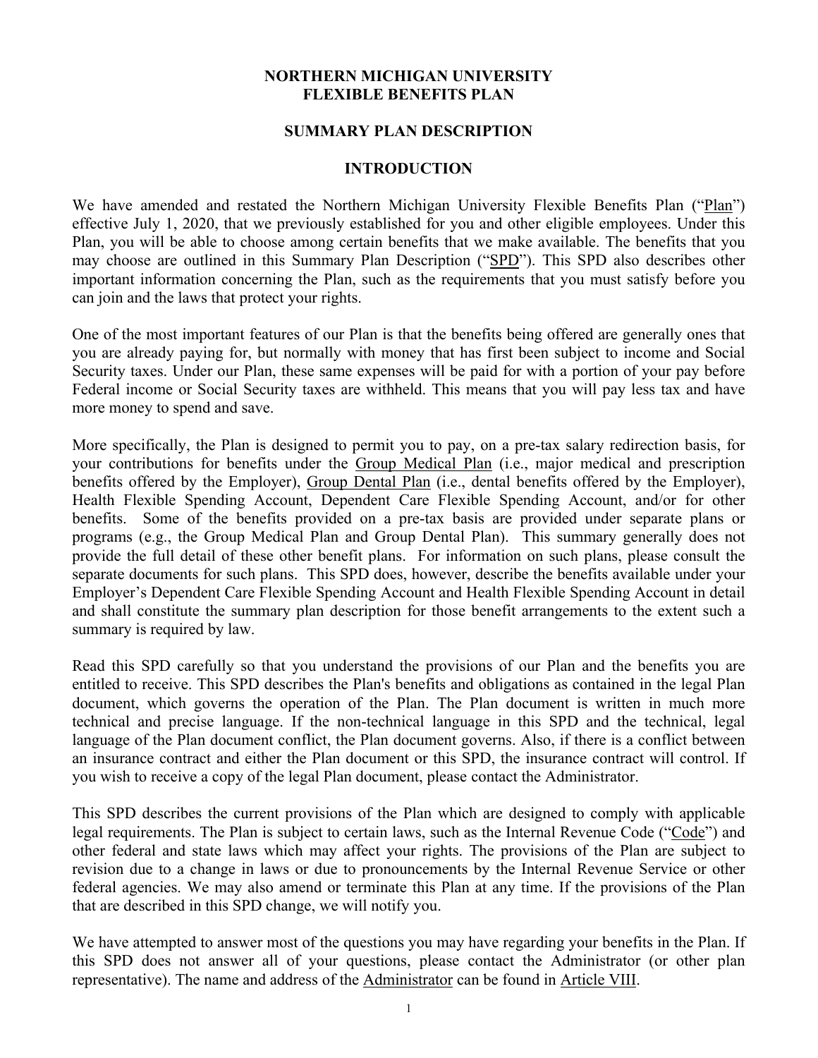# NORTHERN MICHIGAN UNIVERSITY
# FLEXIBLE BENEFITS PLAN

## SUMMARY PLAN DESCRIPTION

## INTRODUCTION

We have amended and restated the Northern Michigan University Flexible Benefits Plan ("Plan") effective July 1, 2020, that we previously established for you and other eligible employees. Under this Plan, you will be able to choose among certain benefits that we make available. The benefits that you may choose are outlined in this Summary Plan Description ("SPD"). This SPD also describes other important information concerning the Plan, such as the requirements that you must satisfy before you can join and the laws that protect your rights.

One of the most important features of our Plan is that the benefits being offered are generally ones that you are already paying for, but normally with money that has first been subject to income and Social Security taxes. Under our Plan, these same expenses will be paid for with a portion of your pay before Federal income or Social Security taxes are withheld. This means that you will pay less tax and have more money to spend and save.

More specifically, the Plan is designed to permit you to pay, on a pre-tax salary redirection basis, for your contributions for benefits under the Group Medical Plan (i.e., major medical and prescription benefits offered by the Employer), Group Dental Plan (i.e., dental benefits offered by the Employer), Health Flexible Spending Account, Dependent Care Flexible Spending Account, and/or for other benefits. Some of the benefits provided on a pre-tax basis are provided under separate plans or programs (e.g., the Group Medical Plan and Group Dental Plan). This summary generally does not provide the full detail of these other benefit plans. For information on such plans, please consult the separate documents for such plans. This SPD does, however, describe the benefits available under your Employer's Dependent Care Flexible Spending Account and Health Flexible Spending Account in detail and shall constitute the summary plan description for those benefit arrangements to the extent such a summary is required by law.

Read this SPD carefully so that you understand the provisions of our Plan and the benefits you are entitled to receive. This SPD describes the Plan's benefits and obligations as contained in the legal Plan document, which governs the operation of the Plan. The Plan document is written in much more technical and precise language. If the non-technical language in this SPD and the technical, legal language of the Plan document conflict, the Plan document governs. Also, if there is a conflict between an insurance contract and either the Plan document or this SPD, the insurance contract will control. If you wish to receive a copy of the legal Plan document, please contact the Administrator.

This SPD describes the current provisions of the Plan which are designed to comply with applicable legal requirements. The Plan is subject to certain laws, such as the Internal Revenue Code ("Code") and other federal and state laws which may affect your rights. The provisions of the Plan are subject to revision due to a change in laws or due to pronouncements by the Internal Revenue Service or other federal agencies. We may also amend or terminate this Plan at any time. If the provisions of the Plan that are described in this SPD change, we will notify you.

We have attempted to answer most of the questions you may have regarding your benefits in the Plan. If this SPD does not answer all of your questions, please contact the Administrator (or other plan representative). The name and address of the Administrator can be found in Article VIII.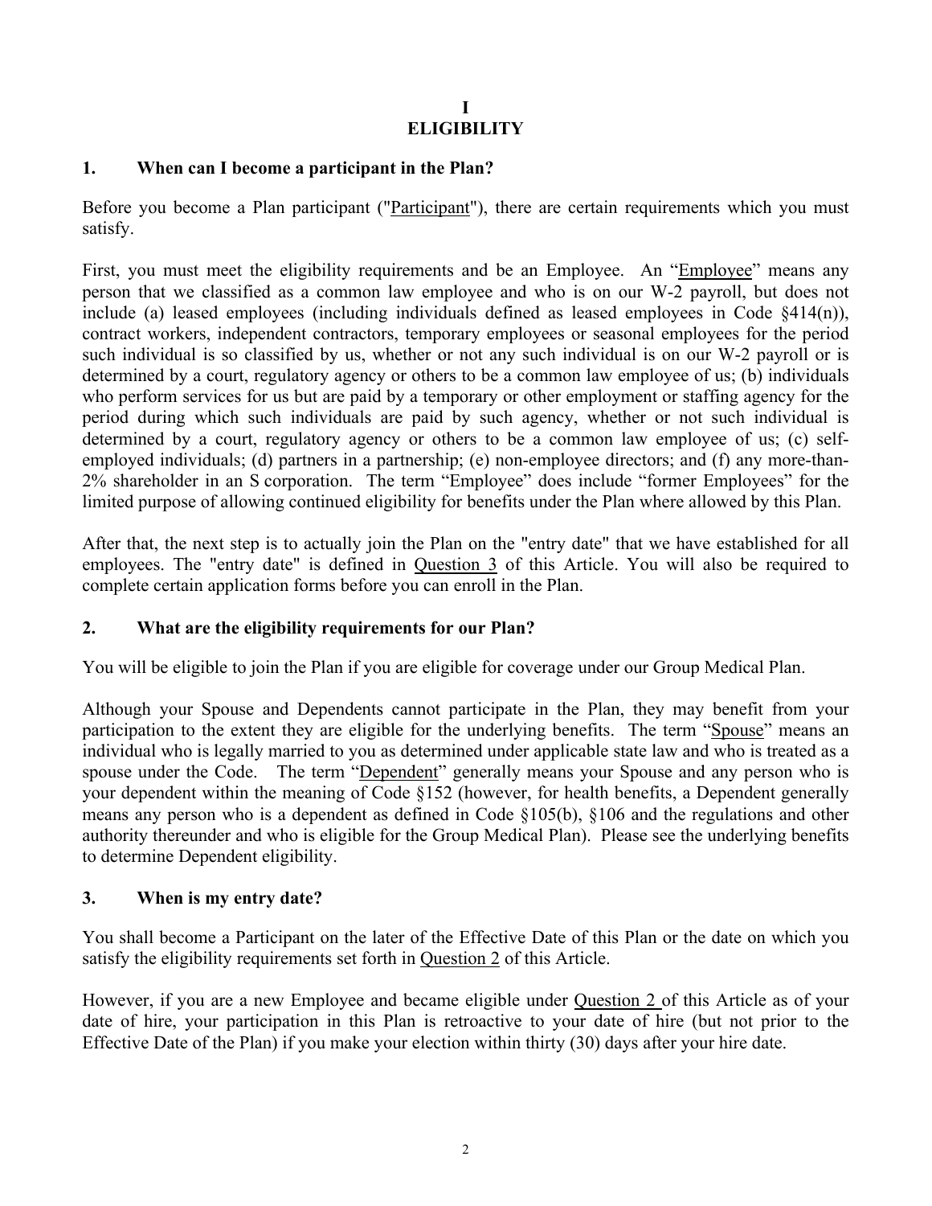# I
# ELIGIBILITY

## 1. When can I become a participant in the Plan?

Before you become a Plan participant ("Participant"), there are certain requirements which you must satisfy.

First, you must meet the eligibility requirements and be an Employee. An "Employee" means any person that we classified as a common law employee and who is on our W-2 payroll, but does not include (a) leased employees (including individuals defined as leased employees in Code §414(n)), contract workers, independent contractors, temporary employees or seasonal employees for the period such individual is so classified by us, whether or not any such individual is on our W-2 payroll or is determined by a court, regulatory agency or others to be a common law employee of us; (b) individuals who perform services for us but are paid by a temporary or other employment or staffing agency for the period during which such individuals are paid by such agency, whether or not such individual is determined by a court, regulatory agency or others to be a common law employee of us; (c) self-employed individuals; (d) partners in a partnership; (e) non-employee directors; and (f) any more-than-2% shareholder in an S corporation. The term "Employee" does include "former Employees" for the limited purpose of allowing continued eligibility for benefits under the Plan where allowed by this Plan.

After that, the next step is to actually join the Plan on the "entry date" that we have established for all employees. The "entry date" is defined in Question 3 of this Article. You will also be required to complete certain application forms before you can enroll in the Plan.

## 2. What are the eligibility requirements for our Plan?

You will be eligible to join the Plan if you are eligible for coverage under our Group Medical Plan.

Although your Spouse and Dependents cannot participate in the Plan, they may benefit from your participation to the extent they are eligible for the underlying benefits. The term "Spouse" means an individual who is legally married to you as determined under applicable state law and who is treated as a spouse under the Code. The term "Dependent" generally means your Spouse and any person who is your dependent within the meaning of Code §152 (however, for health benefits, a Dependent generally means any person who is a dependent as defined in Code §105(b), §106 and the regulations and other authority thereunder and who is eligible for the Group Medical Plan). Please see the underlying benefits to determine Dependent eligibility.

## 3. When is my entry date?

You shall become a Participant on the later of the Effective Date of this Plan or the date on which you satisfy the eligibility requirements set forth in Question 2 of this Article.

However, if you are a new Employee and became eligible under Question 2 of this Article as of your date of hire, your participation in this Plan is retroactive to your date of hire (but not prior to the Effective Date of the Plan) if you make your election within thirty (30) days after your hire date.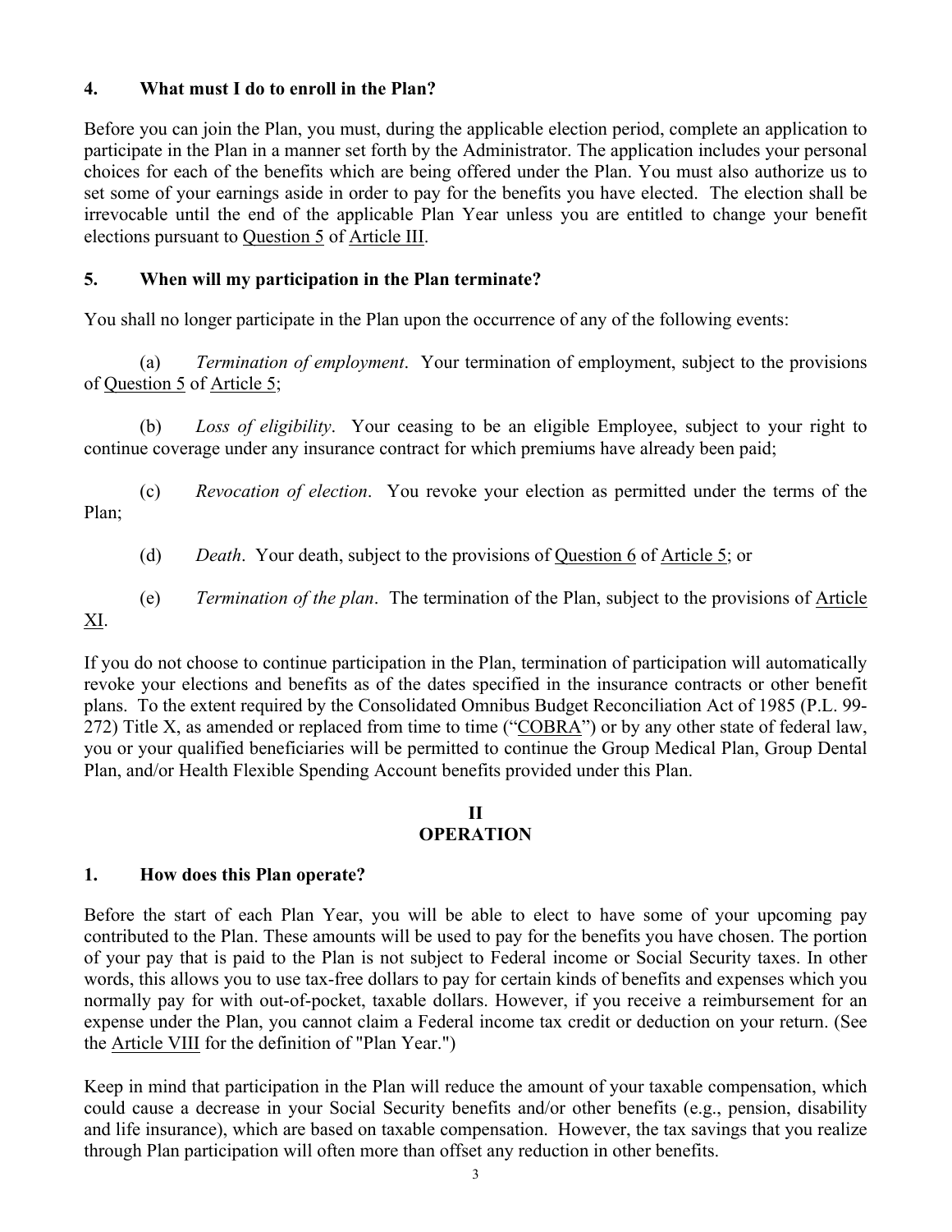### 4. What must I do to enroll in the Plan?

Before you can join the Plan, you must, during the applicable election period, complete an application to participate in the Plan in a manner set forth by the Administrator. The application includes your personal choices for each of the benefits which are being offered under the Plan. You must also authorize us to set some of your earnings aside in order to pay for the benefits you have elected. The election shall be irrevocable until the end of the applicable Plan Year unless you are entitled to change your benefit elections pursuant to Question 5 of Article III.

### 5. When will my participation in the Plan terminate?

You shall no longer participate in the Plan upon the occurrence of any of the following events:

(a) *Termination of employment*. Your termination of employment, subject to the provisions of Question 5 of Article 5;

(b) *Loss of eligibility*. Your ceasing to be an eligible Employee, subject to your right to continue coverage under any insurance contract for which premiums have already been paid;

(c) *Revocation of election*. You revoke your election as permitted under the terms of the Plan;

(d) *Death*. Your death, subject to the provisions of Question 6 of Article 5; or

(e) *Termination of the plan*. The termination of the Plan, subject to the provisions of Article XI.

If you do not choose to continue participation in the Plan, termination of participation will automatically revoke your elections and benefits as of the dates specified in the insurance contracts or other benefit plans. To the extent required by the Consolidated Omnibus Budget Reconciliation Act of 1985 (P.L. 99-272) Title X, as amended or replaced from time to time ("COBRA") or by any other state of federal law, you or your qualified beneficiaries will be permitted to continue the Group Medical Plan, Group Dental Plan, and/or Health Flexible Spending Account benefits provided under this Plan.

## II
## OPERATION

### 1. How does this Plan operate?

Before the start of each Plan Year, you will be able to elect to have some of your upcoming pay contributed to the Plan. These amounts will be used to pay for the benefits you have chosen. The portion of your pay that is paid to the Plan is not subject to Federal income or Social Security taxes. In other words, this allows you to use tax-free dollars to pay for certain kinds of benefits and expenses which you normally pay for with out-of-pocket, taxable dollars. However, if you receive a reimbursement for an expense under the Plan, you cannot claim a Federal income tax credit or deduction on your return. (See the Article VIII for the definition of "Plan Year.")

Keep in mind that participation in the Plan will reduce the amount of your taxable compensation, which could cause a decrease in your Social Security benefits and/or other benefits (e.g., pension, disability and life insurance), which are based on taxable compensation. However, the tax savings that you realize through Plan participation will often more than offset any reduction in other benefits.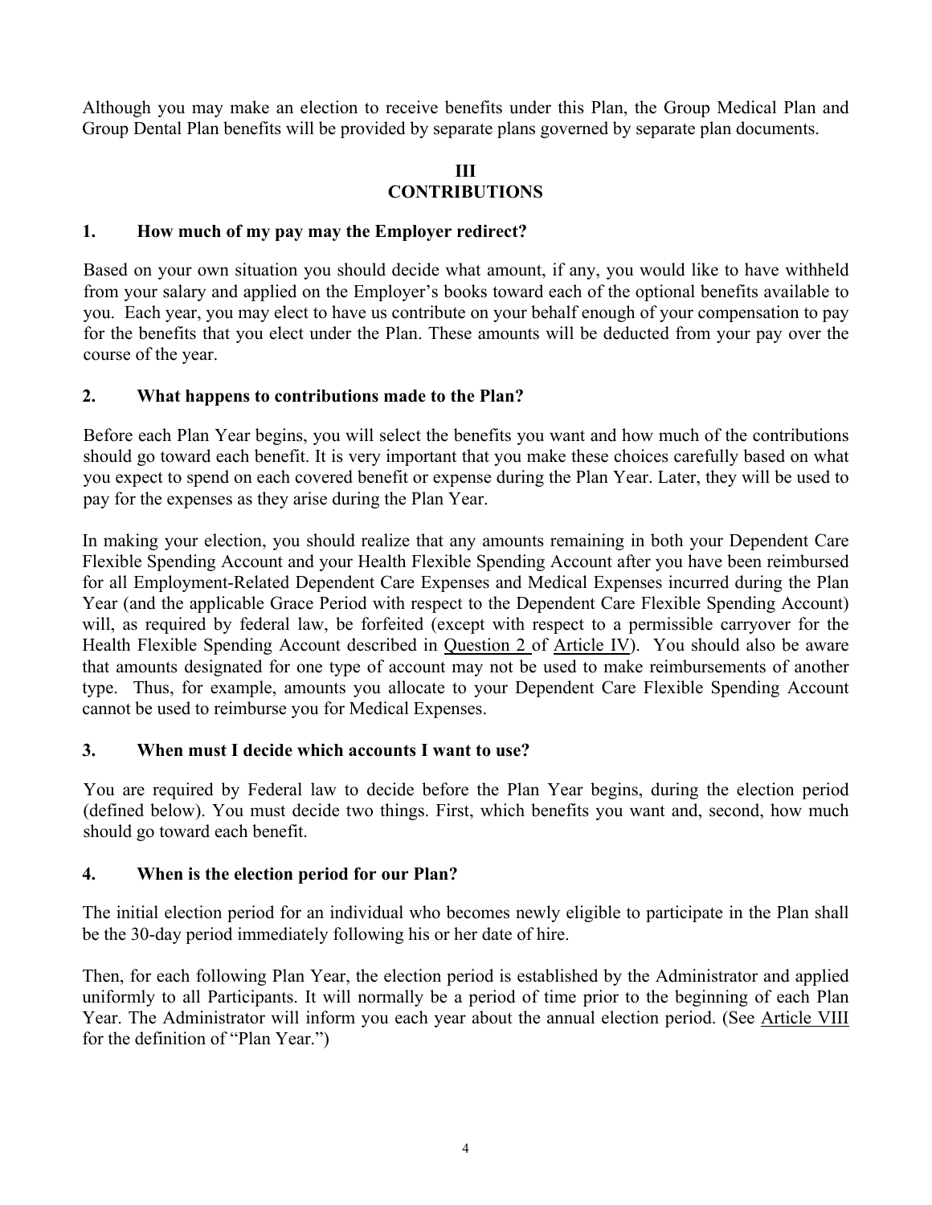Although you may make an election to receive benefits under this Plan, the Group Medical Plan and Group Dental Plan benefits will be provided by separate plans governed by separate plan documents.

## III
## CONTRIBUTIONS

### 1. How much of my pay may the Employer redirect?

Based on your own situation you should decide what amount, if any, you would like to have withheld from your salary and applied on the Employer's books toward each of the optional benefits available to you. Each year, you may elect to have us contribute on your behalf enough of your compensation to pay for the benefits that you elect under the Plan. These amounts will be deducted from your pay over the course of the year.

### 2. What happens to contributions made to the Plan?

Before each Plan Year begins, you will select the benefits you want and how much of the contributions should go toward each benefit. It is very important that you make these choices carefully based on what you expect to spend on each covered benefit or expense during the Plan Year. Later, they will be used to pay for the expenses as they arise during the Plan Year.

In making your election, you should realize that any amounts remaining in both your Dependent Care Flexible Spending Account and your Health Flexible Spending Account after you have been reimbursed for all Employment-Related Dependent Care Expenses and Medical Expenses incurred during the Plan Year (and the applicable Grace Period with respect to the Dependent Care Flexible Spending Account) will, as required by federal law, be forfeited (except with respect to a permissible carryover for the Health Flexible Spending Account described in Question 2 of Article IV). You should also be aware that amounts designated for one type of account may not be used to make reimbursements of another type. Thus, for example, amounts you allocate to your Dependent Care Flexible Spending Account cannot be used to reimburse you for Medical Expenses.

### 3. When must I decide which accounts I want to use?

You are required by Federal law to decide before the Plan Year begins, during the election period (defined below). You must decide two things. First, which benefits you want and, second, how much should go toward each benefit.

### 4. When is the election period for our Plan?

The initial election period for an individual who becomes newly eligible to participate in the Plan shall be the 30-day period immediately following his or her date of hire.

Then, for each following Plan Year, the election period is established by the Administrator and applied uniformly to all Participants. It will normally be a period of time prior to the beginning of each Plan Year. The Administrator will inform you each year about the annual election period. (See Article VIII for the definition of "Plan Year.")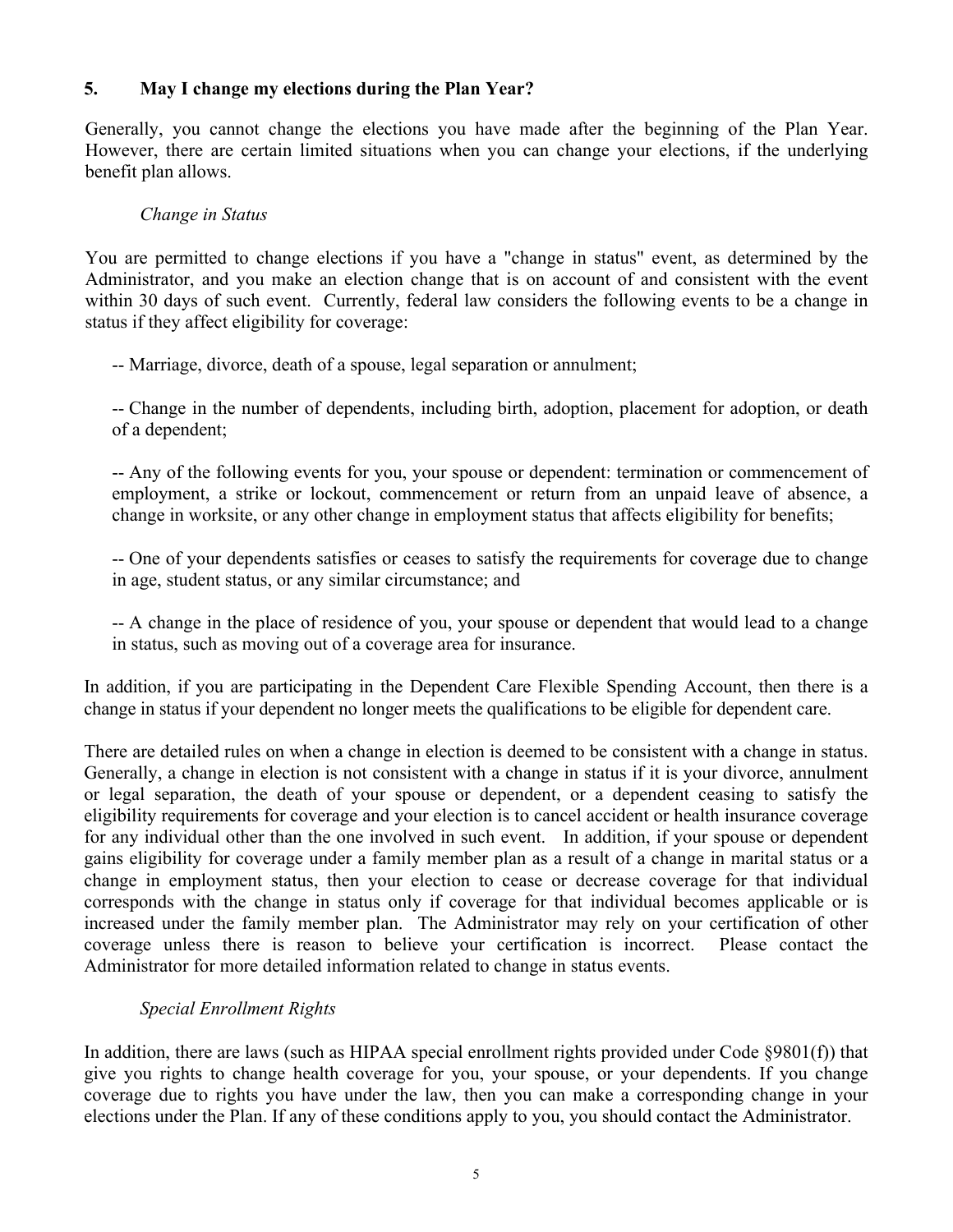## 5. May I change my elections during the Plan Year?

Generally, you cannot change the elections you have made after the beginning of the Plan Year. However, there are certain limited situations when you can change your elections, if the underlying benefit plan allows.

*Change in Status*

You are permitted to change elections if you have a "change in status" event, as determined by the Administrator, and you make an election change that is on account of and consistent with the event within 30 days of such event. Currently, federal law considers the following events to be a change in status if they affect eligibility for coverage:

-- Marriage, divorce, death of a spouse, legal separation or annulment;

-- Change in the number of dependents, including birth, adoption, placement for adoption, or death of a dependent;

-- Any of the following events for you, your spouse or dependent: termination or commencement of employment, a strike or lockout, commencement or return from an unpaid leave of absence, a change in worksite, or any other change in employment status that affects eligibility for benefits;

-- One of your dependents satisfies or ceases to satisfy the requirements for coverage due to change in age, student status, or any similar circumstance; and

-- A change in the place of residence of you, your spouse or dependent that would lead to a change in status, such as moving out of a coverage area for insurance.

In addition, if you are participating in the Dependent Care Flexible Spending Account, then there is a change in status if your dependent no longer meets the qualifications to be eligible for dependent care.

There are detailed rules on when a change in election is deemed to be consistent with a change in status. Generally, a change in election is not consistent with a change in status if it is your divorce, annulment or legal separation, the death of your spouse or dependent, or a dependent ceasing to satisfy the eligibility requirements for coverage and your election is to cancel accident or health insurance coverage for any individual other than the one involved in such event. In addition, if your spouse or dependent gains eligibility for coverage under a family member plan as a result of a change in marital status or a change in employment status, then your election to cease or decrease coverage for that individual corresponds with the change in status only if coverage for that individual becomes applicable or is increased under the family member plan. The Administrator may rely on your certification of other coverage unless there is reason to believe your certification is incorrect. Please contact the Administrator for more detailed information related to change in status events.

*Special Enrollment Rights*

In addition, there are laws (such as HIPAA special enrollment rights provided under Code §9801(f)) that give you rights to change health coverage for you, your spouse, or your dependents. If you change coverage due to rights you have under the law, then you can make a corresponding change in your elections under the Plan. If any of these conditions apply to you, you should contact the Administrator.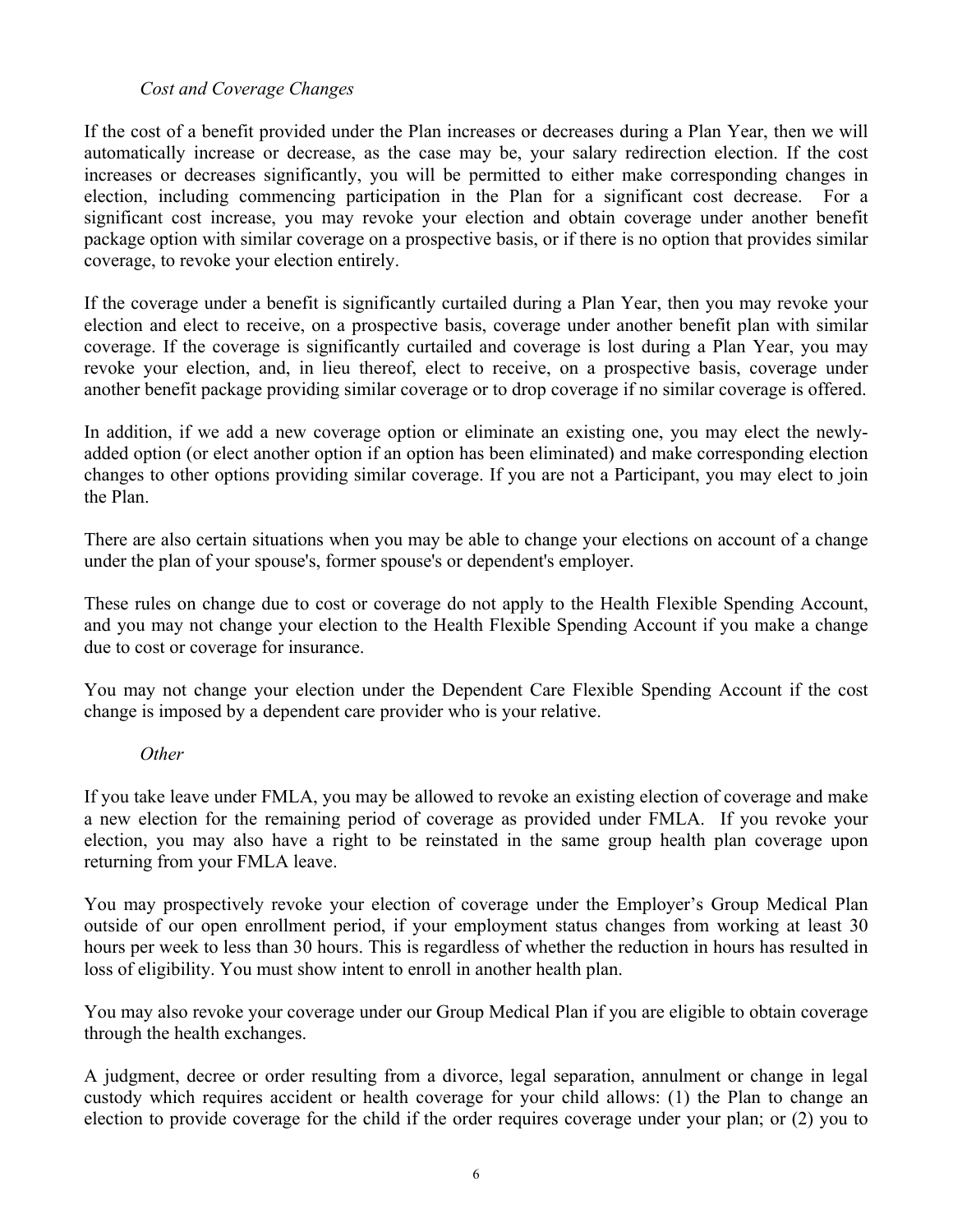*Cost and Coverage Changes*

If the cost of a benefit provided under the Plan increases or decreases during a Plan Year, then we will automatically increase or decrease, as the case may be, your salary redirection election. If the cost increases or decreases significantly, you will be permitted to either make corresponding changes in election, including commencing participation in the Plan for a significant cost decrease. For a significant cost increase, you may revoke your election and obtain coverage under another benefit package option with similar coverage on a prospective basis, or if there is no option that provides similar coverage, to revoke your election entirely.

If the coverage under a benefit is significantly curtailed during a Plan Year, then you may revoke your election and elect to receive, on a prospective basis, coverage under another benefit plan with similar coverage. If the coverage is significantly curtailed and coverage is lost during a Plan Year, you may revoke your election, and, in lieu thereof, elect to receive, on a prospective basis, coverage under another benefit package providing similar coverage or to drop coverage if no similar coverage is offered.

In addition, if we add a new coverage option or eliminate an existing one, you may elect the newly-added option (or elect another option if an option has been eliminated) and make corresponding election changes to other options providing similar coverage. If you are not a Participant, you may elect to join the Plan.

There are also certain situations when you may be able to change your elections on account of a change under the plan of your spouse's, former spouse's or dependent's employer.

These rules on change due to cost or coverage do not apply to the Health Flexible Spending Account, and you may not change your election to the Health Flexible Spending Account if you make a change due to cost or coverage for insurance.

You may not change your election under the Dependent Care Flexible Spending Account if the cost change is imposed by a dependent care provider who is your relative.

*Other*

If you take leave under FMLA, you may be allowed to revoke an existing election of coverage and make a new election for the remaining period of coverage as provided under FMLA. If you revoke your election, you may also have a right to be reinstated in the same group health plan coverage upon returning from your FMLA leave.

You may prospectively revoke your election of coverage under the Employer's Group Medical Plan outside of our open enrollment period, if your employment status changes from working at least 30 hours per week to less than 30 hours. This is regardless of whether the reduction in hours has resulted in loss of eligibility. You must show intent to enroll in another health plan.

You may also revoke your coverage under our Group Medical Plan if you are eligible to obtain coverage through the health exchanges.

A judgment, decree or order resulting from a divorce, legal separation, annulment or change in legal custody which requires accident or health coverage for your child allows: (1) the Plan to change an election to provide coverage for the child if the order requires coverage under your plan; or (2) you to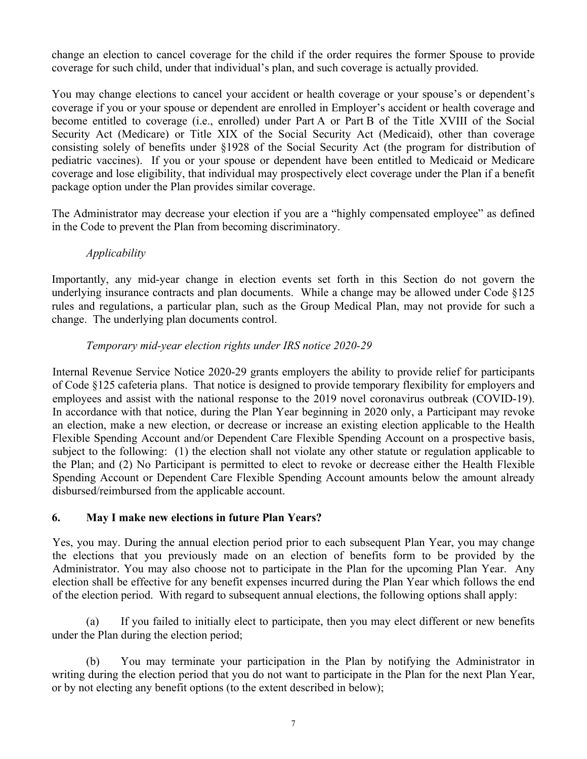change an election to cancel coverage for the child if the order requires the former Spouse to provide coverage for such child, under that individual's plan, and such coverage is actually provided.

You may change elections to cancel your accident or health coverage or your spouse's or dependent's coverage if you or your spouse or dependent are enrolled in Employer's accident or health coverage and become entitled to coverage (i.e., enrolled) under Part A or Part B of the Title XVIII of the Social Security Act (Medicare) or Title XIX of the Social Security Act (Medicaid), other than coverage consisting solely of benefits under §1928 of the Social Security Act (the program for distribution of pediatric vaccines). If you or your spouse or dependent have been entitled to Medicaid or Medicare coverage and lose eligibility, that individual may prospectively elect coverage under the Plan if a benefit package option under the Plan provides similar coverage.

The Administrator may decrease your election if you are a "highly compensated employee" as defined in the Code to prevent the Plan from becoming discriminatory.

*Applicability*

Importantly, any mid-year change in election events set forth in this Section do not govern the underlying insurance contracts and plan documents. While a change may be allowed under Code §125 rules and regulations, a particular plan, such as the Group Medical Plan, may not provide for such a change. The underlying plan documents control.

*Temporary mid-year election rights under IRS notice 2020-29*

Internal Revenue Service Notice 2020-29 grants employers the ability to provide relief for participants of Code §125 cafeteria plans. That notice is designed to provide temporary flexibility for employers and employees and assist with the national response to the 2019 novel coronavirus outbreak (COVID-19). In accordance with that notice, during the Plan Year beginning in 2020 only, a Participant may revoke an election, make a new election, or decrease or increase an existing election applicable to the Health Flexible Spending Account and/or Dependent Care Flexible Spending Account on a prospective basis, subject to the following: (1) the election shall not violate any other statute or regulation applicable to the Plan; and (2) No Participant is permitted to elect to revoke or decrease either the Health Flexible Spending Account or Dependent Care Flexible Spending Account amounts below the amount already disbursed/reimbursed from the applicable account.

## 6. May I make new elections in future Plan Years?

Yes, you may. During the annual election period prior to each subsequent Plan Year, you may change the elections that you previously made on an election of benefits form to be provided by the Administrator. You may also choose not to participate in the Plan for the upcoming Plan Year. Any election shall be effective for any benefit expenses incurred during the Plan Year which follows the end of the election period. With regard to subsequent annual elections, the following options shall apply:

(a) If you failed to initially elect to participate, then you may elect different or new benefits under the Plan during the election period;

(b) You may terminate your participation in the Plan by notifying the Administrator in writing during the election period that you do not want to participate in the Plan for the next Plan Year, or by not electing any benefit options (to the extent described in below);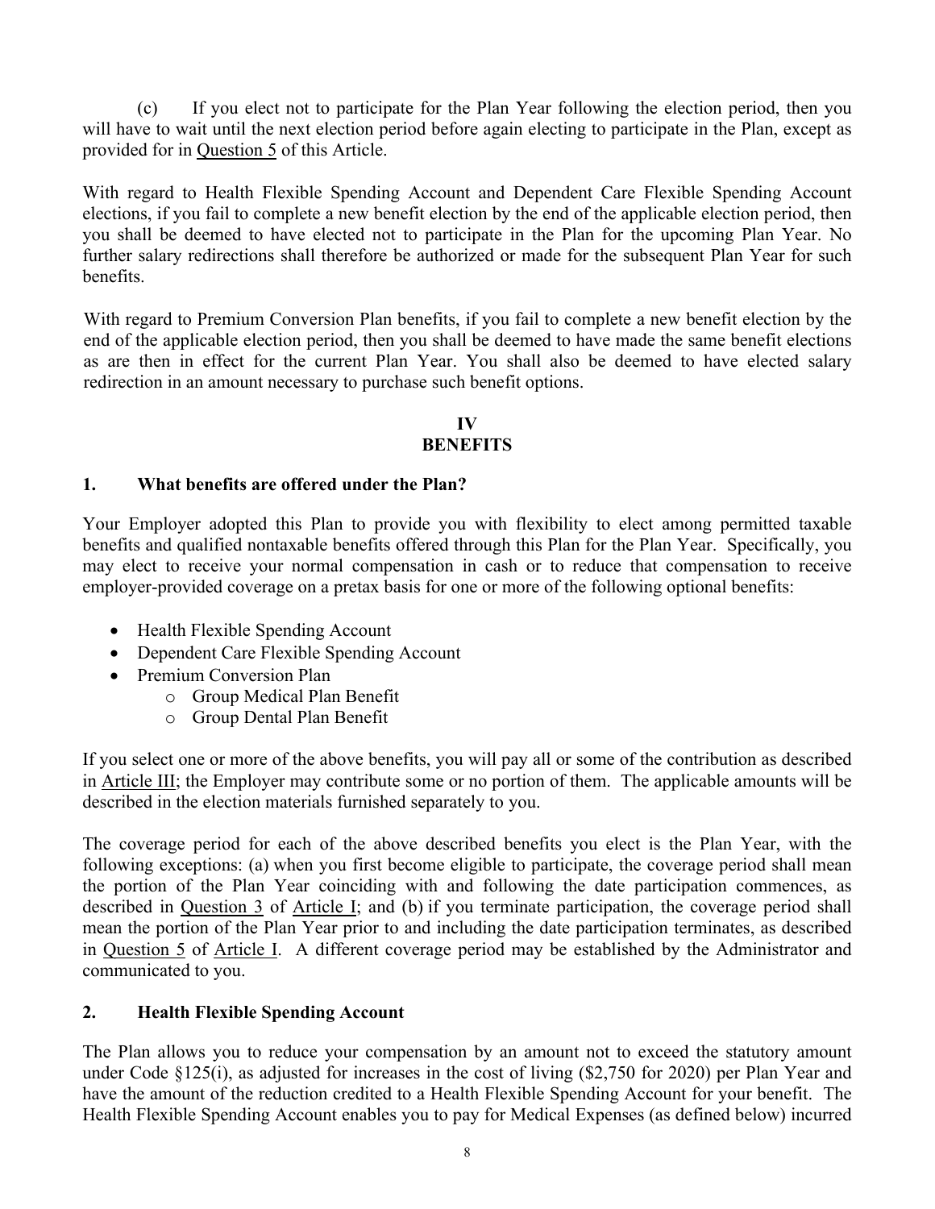(c) If you elect not to participate for the Plan Year following the election period, then you will have to wait until the next election period before again electing to participate in the Plan, except as provided for in Question 5 of this Article.

With regard to Health Flexible Spending Account and Dependent Care Flexible Spending Account elections, if you fail to complete a new benefit election by the end of the applicable election period, then you shall be deemed to have elected not to participate in the Plan for the upcoming Plan Year. No further salary redirections shall therefore be authorized or made for the subsequent Plan Year for such benefits.

With regard to Premium Conversion Plan benefits, if you fail to complete a new benefit election by the end of the applicable election period, then you shall be deemed to have made the same benefit elections as are then in effect for the current Plan Year. You shall also be deemed to have elected salary redirection in an amount necessary to purchase such benefit options.

## IV
## BENEFITS

### 1. What benefits are offered under the Plan?

Your Employer adopted this Plan to provide you with flexibility to elect among permitted taxable benefits and qualified nontaxable benefits offered through this Plan for the Plan Year. Specifically, you may elect to receive your normal compensation in cash or to reduce that compensation to receive employer-provided coverage on a pretax basis for one or more of the following optional benefits:

- Health Flexible Spending Account
- Dependent Care Flexible Spending Account
- Premium Conversion Plan
  - Group Medical Plan Benefit
  - Group Dental Plan Benefit

If you select one or more of the above benefits, you will pay all or some of the contribution as described in Article III; the Employer may contribute some or no portion of them. The applicable amounts will be described in the election materials furnished separately to you.

The coverage period for each of the above described benefits you elect is the Plan Year, with the following exceptions: (a) when you first become eligible to participate, the coverage period shall mean the portion of the Plan Year coinciding with and following the date participation commences, as described in Question 3 of Article I; and (b) if you terminate participation, the coverage period shall mean the portion of the Plan Year prior to and including the date participation terminates, as described in Question 5 of Article I. A different coverage period may be established by the Administrator and communicated to you.

### 2. Health Flexible Spending Account

The Plan allows you to reduce your compensation by an amount not to exceed the statutory amount under Code §125(i), as adjusted for increases in the cost of living ($2,750 for 2020) per Plan Year and have the amount of the reduction credited to a Health Flexible Spending Account for your benefit. The Health Flexible Spending Account enables you to pay for Medical Expenses (as defined below) incurred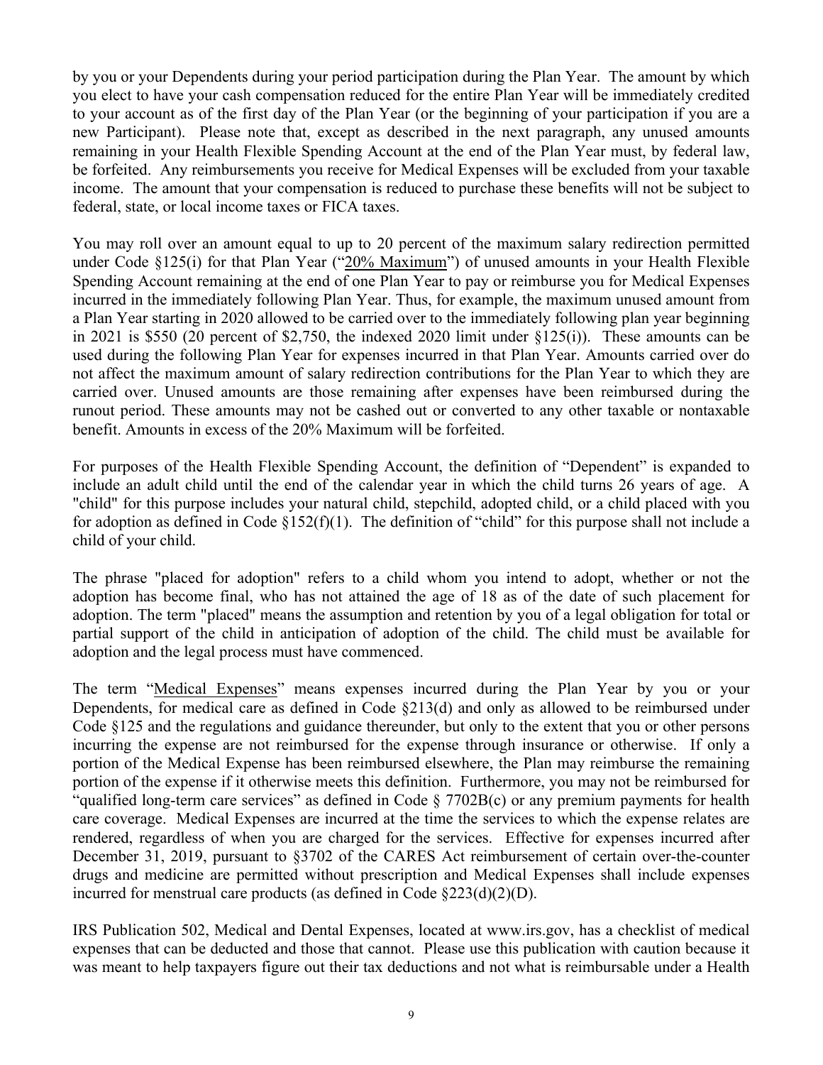by you or your Dependents during your period participation during the Plan Year. The amount by which you elect to have your cash compensation reduced for the entire Plan Year will be immediately credited to your account as of the first day of the Plan Year (or the beginning of your participation if you are a new Participant). Please note that, except as described in the next paragraph, any unused amounts remaining in your Health Flexible Spending Account at the end of the Plan Year must, by federal law, be forfeited. Any reimbursements you receive for Medical Expenses will be excluded from your taxable income. The amount that your compensation is reduced to purchase these benefits will not be subject to federal, state, or local income taxes or FICA taxes.

You may roll over an amount equal to up to 20 percent of the maximum salary redirection permitted under Code §125(i) for that Plan Year ("20% Maximum") of unused amounts in your Health Flexible Spending Account remaining at the end of one Plan Year to pay or reimburse you for Medical Expenses incurred in the immediately following Plan Year. Thus, for example, the maximum unused amount from a Plan Year starting in 2020 allowed to be carried over to the immediately following plan year beginning in 2021 is $550 (20 percent of $2,750, the indexed 2020 limit under §125(i)). These amounts can be used during the following Plan Year for expenses incurred in that Plan Year. Amounts carried over do not affect the maximum amount of salary redirection contributions for the Plan Year to which they are carried over. Unused amounts are those remaining after expenses have been reimbursed during the runout period. These amounts may not be cashed out or converted to any other taxable or nontaxable benefit. Amounts in excess of the 20% Maximum will be forfeited.

For purposes of the Health Flexible Spending Account, the definition of "Dependent" is expanded to include an adult child until the end of the calendar year in which the child turns 26 years of age. A "child" for this purpose includes your natural child, stepchild, adopted child, or a child placed with you for adoption as defined in Code §152(f)(1). The definition of "child" for this purpose shall not include a child of your child.

The phrase "placed for adoption" refers to a child whom you intend to adopt, whether or not the adoption has become final, who has not attained the age of 18 as of the date of such placement for adoption. The term "placed" means the assumption and retention by you of a legal obligation for total or partial support of the child in anticipation of adoption of the child. The child must be available for adoption and the legal process must have commenced.

The term "Medical Expenses" means expenses incurred during the Plan Year by you or your Dependents, for medical care as defined in Code §213(d) and only as allowed to be reimbursed under Code §125 and the regulations and guidance thereunder, but only to the extent that you or other persons incurring the expense are not reimbursed for the expense through insurance or otherwise. If only a portion of the Medical Expense has been reimbursed elsewhere, the Plan may reimburse the remaining portion of the expense if it otherwise meets this definition. Furthermore, you may not be reimbursed for "qualified long-term care services" as defined in Code § 7702B(c) or any premium payments for health care coverage. Medical Expenses are incurred at the time the services to which the expense relates are rendered, regardless of when you are charged for the services. Effective for expenses incurred after December 31, 2019, pursuant to §3702 of the CARES Act reimbursement of certain over-the-counter drugs and medicine are permitted without prescription and Medical Expenses shall include expenses incurred for menstrual care products (as defined in Code §223(d)(2)(D).

IRS Publication 502, Medical and Dental Expenses, located at www.irs.gov, has a checklist of medical expenses that can be deducted and those that cannot. Please use this publication with caution because it was meant to help taxpayers figure out their tax deductions and not what is reimbursable under a Health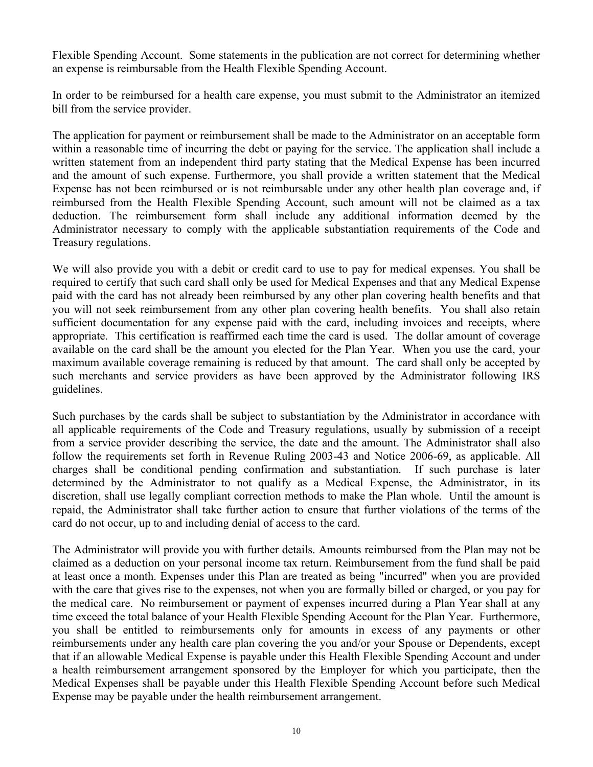Flexible Spending Account. Some statements in the publication are not correct for determining whether an expense is reimbursable from the Health Flexible Spending Account.

In order to be reimbursed for a health care expense, you must submit to the Administrator an itemized bill from the service provider.

The application for payment or reimbursement shall be made to the Administrator on an acceptable form within a reasonable time of incurring the debt or paying for the service. The application shall include a written statement from an independent third party stating that the Medical Expense has been incurred and the amount of such expense. Furthermore, you shall provide a written statement that the Medical Expense has not been reimbursed or is not reimbursable under any other health plan coverage and, if reimbursed from the Health Flexible Spending Account, such amount will not be claimed as a tax deduction. The reimbursement form shall include any additional information deemed by the Administrator necessary to comply with the applicable substantiation requirements of the Code and Treasury regulations.

We will also provide you with a debit or credit card to use to pay for medical expenses. You shall be required to certify that such card shall only be used for Medical Expenses and that any Medical Expense paid with the card has not already been reimbursed by any other plan covering health benefits and that you will not seek reimbursement from any other plan covering health benefits. You shall also retain sufficient documentation for any expense paid with the card, including invoices and receipts, where appropriate. This certification is reaffirmed each time the card is used. The dollar amount of coverage available on the card shall be the amount you elected for the Plan Year. When you use the card, your maximum available coverage remaining is reduced by that amount. The card shall only be accepted by such merchants and service providers as have been approved by the Administrator following IRS guidelines.

Such purchases by the cards shall be subject to substantiation by the Administrator in accordance with all applicable requirements of the Code and Treasury regulations, usually by submission of a receipt from a service provider describing the service, the date and the amount. The Administrator shall also follow the requirements set forth in Revenue Ruling 2003-43 and Notice 2006-69, as applicable. All charges shall be conditional pending confirmation and substantiation. If such purchase is later determined by the Administrator to not qualify as a Medical Expense, the Administrator, in its discretion, shall use legally compliant correction methods to make the Plan whole. Until the amount is repaid, the Administrator shall take further action to ensure that further violations of the terms of the card do not occur, up to and including denial of access to the card.

The Administrator will provide you with further details. Amounts reimbursed from the Plan may not be claimed as a deduction on your personal income tax return. Reimbursement from the fund shall be paid at least once a month. Expenses under this Plan are treated as being "incurred" when you are provided with the care that gives rise to the expenses, not when you are formally billed or charged, or you pay for the medical care. No reimbursement or payment of expenses incurred during a Plan Year shall at any time exceed the total balance of your Health Flexible Spending Account for the Plan Year. Furthermore, you shall be entitled to reimbursements only for amounts in excess of any payments or other reimbursements under any health care plan covering the you and/or your Spouse or Dependents, except that if an allowable Medical Expense is payable under this Health Flexible Spending Account and under a health reimbursement arrangement sponsored by the Employer for which you participate, then the Medical Expenses shall be payable under this Health Flexible Spending Account before such Medical Expense may be payable under the health reimbursement arrangement.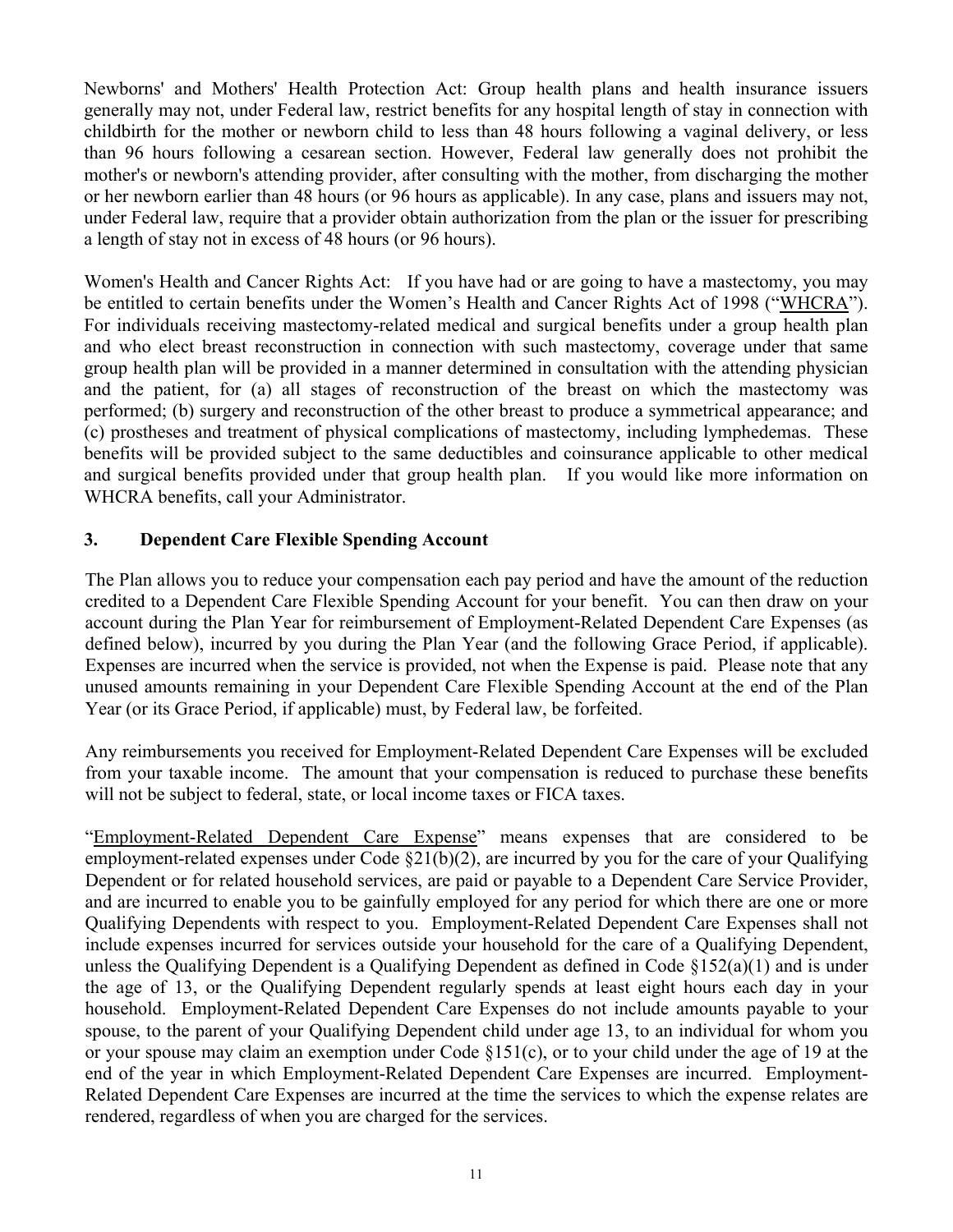Newborns' and Mothers' Health Protection Act: Group health plans and health insurance issuers generally may not, under Federal law, restrict benefits for any hospital length of stay in connection with childbirth for the mother or newborn child to less than 48 hours following a vaginal delivery, or less than 96 hours following a cesarean section. However, Federal law generally does not prohibit the mother's or newborn's attending provider, after consulting with the mother, from discharging the mother or her newborn earlier than 48 hours (or 96 hours as applicable). In any case, plans and issuers may not, under Federal law, require that a provider obtain authorization from the plan or the issuer for prescribing a length of stay not in excess of 48 hours (or 96 hours).

Women's Health and Cancer Rights Act: If you have had or are going to have a mastectomy, you may be entitled to certain benefits under the Women's Health and Cancer Rights Act of 1998 ("WHCRA"). For individuals receiving mastectomy-related medical and surgical benefits under a group health plan and who elect breast reconstruction in connection with such mastectomy, coverage under that same group health plan will be provided in a manner determined in consultation with the attending physician and the patient, for (a) all stages of reconstruction of the breast on which the mastectomy was performed; (b) surgery and reconstruction of the other breast to produce a symmetrical appearance; and (c) prostheses and treatment of physical complications of mastectomy, including lymphedemas. These benefits will be provided subject to the same deductibles and coinsurance applicable to other medical and surgical benefits provided under that group health plan. If you would like more information on WHCRA benefits, call your Administrator.

### 3. Dependent Care Flexible Spending Account

The Plan allows you to reduce your compensation each pay period and have the amount of the reduction credited to a Dependent Care Flexible Spending Account for your benefit. You can then draw on your account during the Plan Year for reimbursement of Employment-Related Dependent Care Expenses (as defined below), incurred by you during the Plan Year (and the following Grace Period, if applicable). Expenses are incurred when the service is provided, not when the Expense is paid. Please note that any unused amounts remaining in your Dependent Care Flexible Spending Account at the end of the Plan Year (or its Grace Period, if applicable) must, by Federal law, be forfeited.

Any reimbursements you received for Employment-Related Dependent Care Expenses will be excluded from your taxable income. The amount that your compensation is reduced to purchase these benefits will not be subject to federal, state, or local income taxes or FICA taxes.

"Employment-Related Dependent Care Expense" means expenses that are considered to be employment-related expenses under Code §21(b)(2), are incurred by you for the care of your Qualifying Dependent or for related household services, are paid or payable to a Dependent Care Service Provider, and are incurred to enable you to be gainfully employed for any period for which there are one or more Qualifying Dependents with respect to you. Employment-Related Dependent Care Expenses shall not include expenses incurred for services outside your household for the care of a Qualifying Dependent, unless the Qualifying Dependent is a Qualifying Dependent as defined in Code §152(a)(1) and is under the age of 13, or the Qualifying Dependent regularly spends at least eight hours each day in your household. Employment-Related Dependent Care Expenses do not include amounts payable to your spouse, to the parent of your Qualifying Dependent child under age 13, to an individual for whom you or your spouse may claim an exemption under Code §151(c), or to your child under the age of 19 at the end of the year in which Employment-Related Dependent Care Expenses are incurred. Employment-Related Dependent Care Expenses are incurred at the time the services to which the expense relates are rendered, regardless of when you are charged for the services.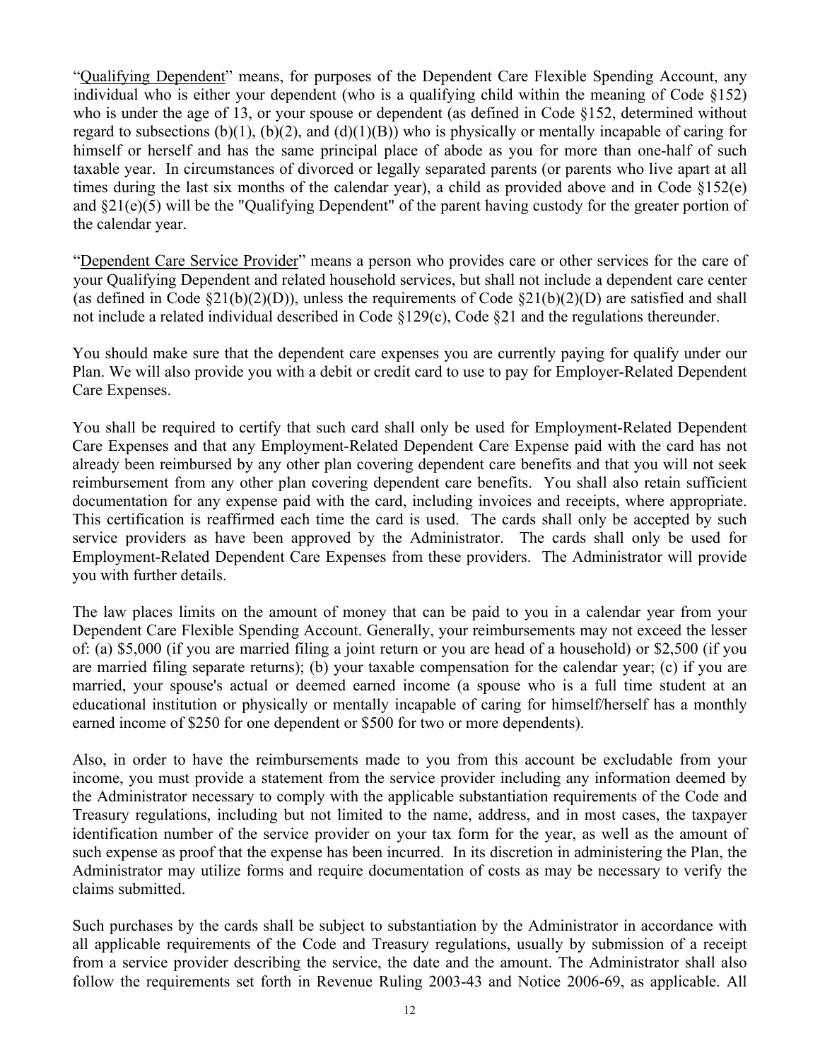"Qualifying Dependent" means, for purposes of the Dependent Care Flexible Spending Account, any individual who is either your dependent (who is a qualifying child within the meaning of Code §152) who is under the age of 13, or your spouse or dependent (as defined in Code §152, determined without regard to subsections (b)(1), (b)(2), and (d)(1)(B)) who is physically or mentally incapable of caring for himself or herself and has the same principal place of abode as you for more than one-half of such taxable year. In circumstances of divorced or legally separated parents (or parents who live apart at all times during the last six months of the calendar year), a child as provided above and in Code §152(e) and §21(e)(5) will be the "Qualifying Dependent" of the parent having custody for the greater portion of the calendar year.

"Dependent Care Service Provider" means a person who provides care or other services for the care of your Qualifying Dependent and related household services, but shall not include a dependent care center (as defined in Code §21(b)(2)(D)), unless the requirements of Code §21(b)(2)(D) are satisfied and shall not include a related individual described in Code §129(c), Code §21 and the regulations thereunder.

You should make sure that the dependent care expenses you are currently paying for qualify under our Plan. We will also provide you with a debit or credit card to use to pay for Employer-Related Dependent Care Expenses.

You shall be required to certify that such card shall only be used for Employment-Related Dependent Care Expenses and that any Employment-Related Dependent Care Expense paid with the card has not already been reimbursed by any other plan covering dependent care benefits and that you will not seek reimbursement from any other plan covering dependent care benefits. You shall also retain sufficient documentation for any expense paid with the card, including invoices and receipts, where appropriate. This certification is reaffirmed each time the card is used. The cards shall only be accepted by such service providers as have been approved by the Administrator. The cards shall only be used for Employment-Related Dependent Care Expenses from these providers. The Administrator will provide you with further details.

The law places limits on the amount of money that can be paid to you in a calendar year from your Dependent Care Flexible Spending Account. Generally, your reimbursements may not exceed the lesser of: (a) $5,000 (if you are married filing a joint return or you are head of a household) or $2,500 (if you are married filing separate returns); (b) your taxable compensation for the calendar year; (c) if you are married, your spouse's actual or deemed earned income (a spouse who is a full time student at an educational institution or physically or mentally incapable of caring for himself/herself has a monthly earned income of $250 for one dependent or $500 for two or more dependents).

Also, in order to have the reimbursements made to you from this account be excludable from your income, you must provide a statement from the service provider including any information deemed by the Administrator necessary to comply with the applicable substantiation requirements of the Code and Treasury regulations, including but not limited to the name, address, and in most cases, the taxpayer identification number of the service provider on your tax form for the year, as well as the amount of such expense as proof that the expense has been incurred. In its discretion in administering the Plan, the Administrator may utilize forms and require documentation of costs as may be necessary to verify the claims submitted.

Such purchases by the cards shall be subject to substantiation by the Administrator in accordance with all applicable requirements of the Code and Treasury regulations, usually by submission of a receipt from a service provider describing the service, the date and the amount. The Administrator shall also follow the requirements set forth in Revenue Ruling 2003-43 and Notice 2006-69, as applicable. All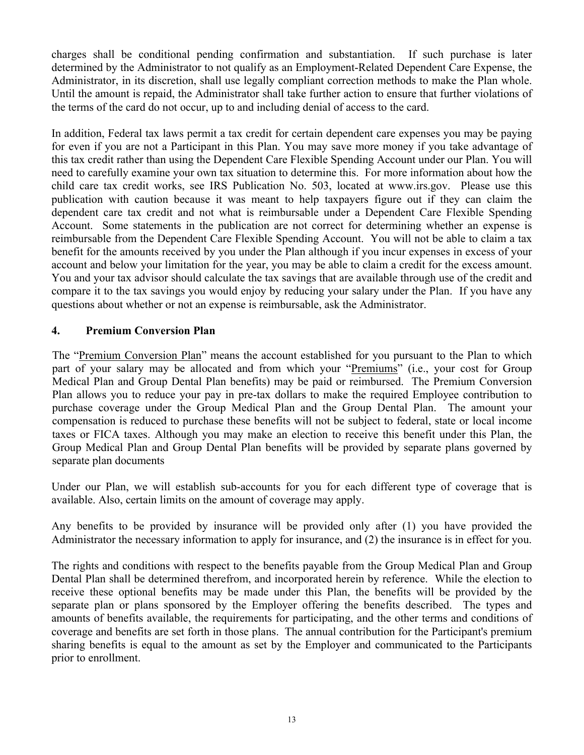charges shall be conditional pending confirmation and substantiation. If such purchase is later determined by the Administrator to not qualify as an Employment-Related Dependent Care Expense, the Administrator, in its discretion, shall use legally compliant correction methods to make the Plan whole. Until the amount is repaid, the Administrator shall take further action to ensure that further violations of the terms of the card do not occur, up to and including denial of access to the card.

In addition, Federal tax laws permit a tax credit for certain dependent care expenses you may be paying for even if you are not a Participant in this Plan. You may save more money if you take advantage of this tax credit rather than using the Dependent Care Flexible Spending Account under our Plan. You will need to carefully examine your own tax situation to determine this. For more information about how the child care tax credit works, see IRS Publication No. 503, located at www.irs.gov. Please use this publication with caution because it was meant to help taxpayers figure out if they can claim the dependent care tax credit and not what is reimbursable under a Dependent Care Flexible Spending Account. Some statements in the publication are not correct for determining whether an expense is reimbursable from the Dependent Care Flexible Spending Account. You will not be able to claim a tax benefit for the amounts received by you under the Plan although if you incur expenses in excess of your account and below your limitation for the year, you may be able to claim a credit for the excess amount. You and your tax advisor should calculate the tax savings that are available through use of the credit and compare it to the tax savings you would enjoy by reducing your salary under the Plan. If you have any questions about whether or not an expense is reimbursable, ask the Administrator.

### 4. Premium Conversion Plan

The "Premium Conversion Plan" means the account established for you pursuant to the Plan to which part of your salary may be allocated and from which your "Premiums" (i.e., your cost for Group Medical Plan and Group Dental Plan benefits) may be paid or reimbursed. The Premium Conversion Plan allows you to reduce your pay in pre-tax dollars to make the required Employee contribution to purchase coverage under the Group Medical Plan and the Group Dental Plan. The amount your compensation is reduced to purchase these benefits will not be subject to federal, state or local income taxes or FICA taxes. Although you may make an election to receive this benefit under this Plan, the Group Medical Plan and Group Dental Plan benefits will be provided by separate plans governed by separate plan documents

Under our Plan, we will establish sub-accounts for you for each different type of coverage that is available. Also, certain limits on the amount of coverage may apply.

Any benefits to be provided by insurance will be provided only after (1) you have provided the Administrator the necessary information to apply for insurance, and (2) the insurance is in effect for you.

The rights and conditions with respect to the benefits payable from the Group Medical Plan and Group Dental Plan shall be determined therefrom, and incorporated herein by reference. While the election to receive these optional benefits may be made under this Plan, the benefits will be provided by the separate plan or plans sponsored by the Employer offering the benefits described. The types and amounts of benefits available, the requirements for participating, and the other terms and conditions of coverage and benefits are set forth in those plans. The annual contribution for the Participant's premium sharing benefits is equal to the amount as set by the Employer and communicated to the Participants prior to enrollment.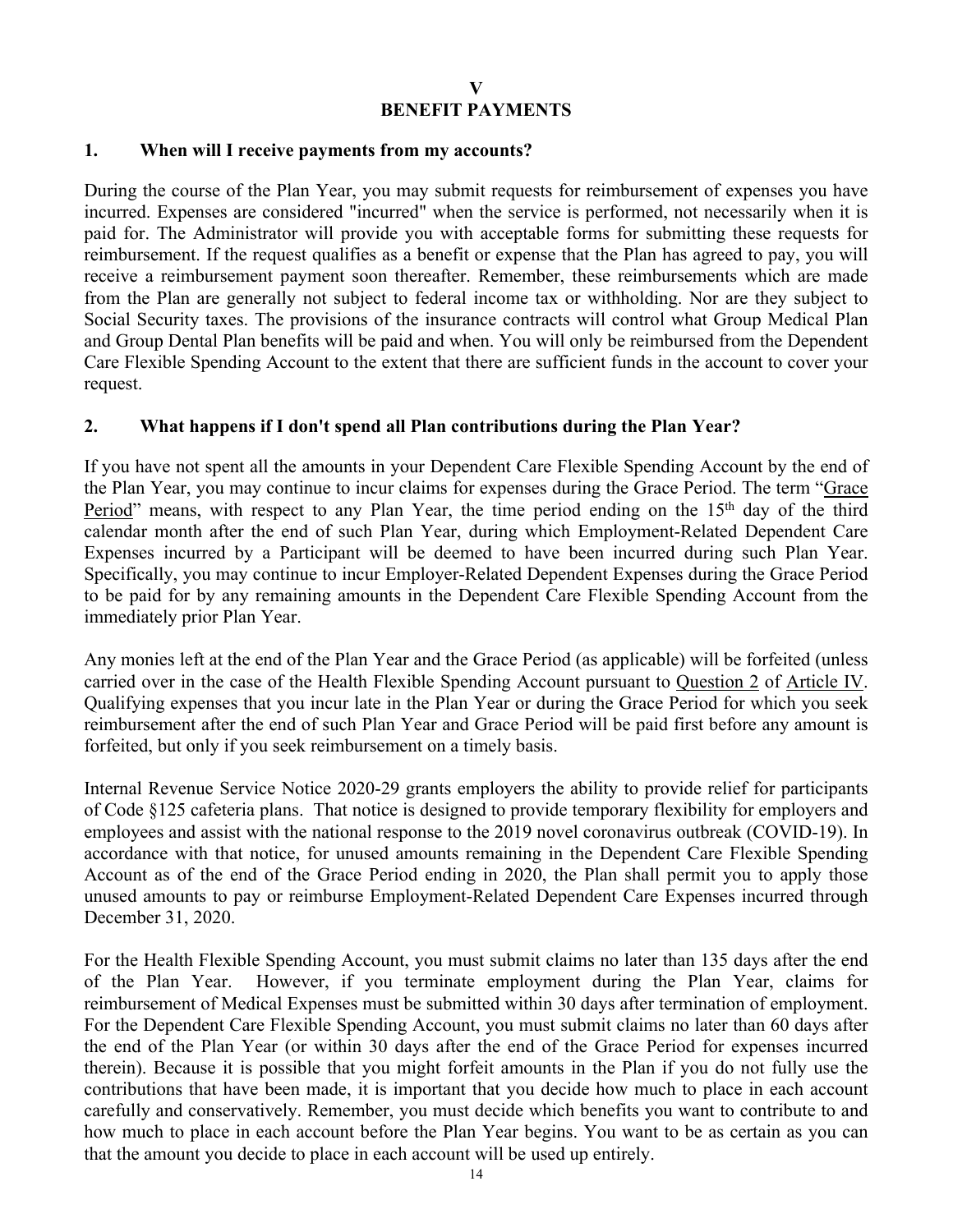# V
# BENEFIT PAYMENTS

## 1. When will I receive payments from my accounts?

During the course of the Plan Year, you may submit requests for reimbursement of expenses you have incurred. Expenses are considered "incurred" when the service is performed, not necessarily when it is paid for. The Administrator will provide you with acceptable forms for submitting these requests for reimbursement. If the request qualifies as a benefit or expense that the Plan has agreed to pay, you will receive a reimbursement payment soon thereafter. Remember, these reimbursements which are made from the Plan are generally not subject to federal income tax or withholding. Nor are they subject to Social Security taxes. The provisions of the insurance contracts will control what Group Medical Plan and Group Dental Plan benefits will be paid and when. You will only be reimbursed from the Dependent Care Flexible Spending Account to the extent that there are sufficient funds in the account to cover your request.

## 2. What happens if I don't spend all Plan contributions during the Plan Year?

If you have not spent all the amounts in your Dependent Care Flexible Spending Account by the end of the Plan Year, you may continue to incur claims for expenses during the Grace Period. The term "Grace Period" means, with respect to any Plan Year, the time period ending on the 15th day of the third calendar month after the end of such Plan Year, during which Employment-Related Dependent Care Expenses incurred by a Participant will be deemed to have been incurred during such Plan Year. Specifically, you may continue to incur Employer-Related Dependent Expenses during the Grace Period to be paid for by any remaining amounts in the Dependent Care Flexible Spending Account from the immediately prior Plan Year.

Any monies left at the end of the Plan Year and the Grace Period (as applicable) will be forfeited (unless carried over in the case of the Health Flexible Spending Account pursuant to Question 2 of Article IV. Qualifying expenses that you incur late in the Plan Year or during the Grace Period for which you seek reimbursement after the end of such Plan Year and Grace Period will be paid first before any amount is forfeited, but only if you seek reimbursement on a timely basis.

Internal Revenue Service Notice 2020-29 grants employers the ability to provide relief for participants of Code §125 cafeteria plans. That notice is designed to provide temporary flexibility for employers and employees and assist with the national response to the 2019 novel coronavirus outbreak (COVID-19). In accordance with that notice, for unused amounts remaining in the Dependent Care Flexible Spending Account as of the end of the Grace Period ending in 2020, the Plan shall permit you to apply those unused amounts to pay or reimburse Employment-Related Dependent Care Expenses incurred through December 31, 2020.

For the Health Flexible Spending Account, you must submit claims no later than 135 days after the end of the Plan Year. However, if you terminate employment during the Plan Year, claims for reimbursement of Medical Expenses must be submitted within 30 days after termination of employment. For the Dependent Care Flexible Spending Account, you must submit claims no later than 60 days after the end of the Plan Year (or within 30 days after the end of the Grace Period for expenses incurred therein). Because it is possible that you might forfeit amounts in the Plan if you do not fully use the contributions that have been made, it is important that you decide how much to place in each account carefully and conservatively. Remember, you must decide which benefits you want to contribute to and how much to place in each account before the Plan Year begins. You want to be as certain as you can that the amount you decide to place in each account will be used up entirely.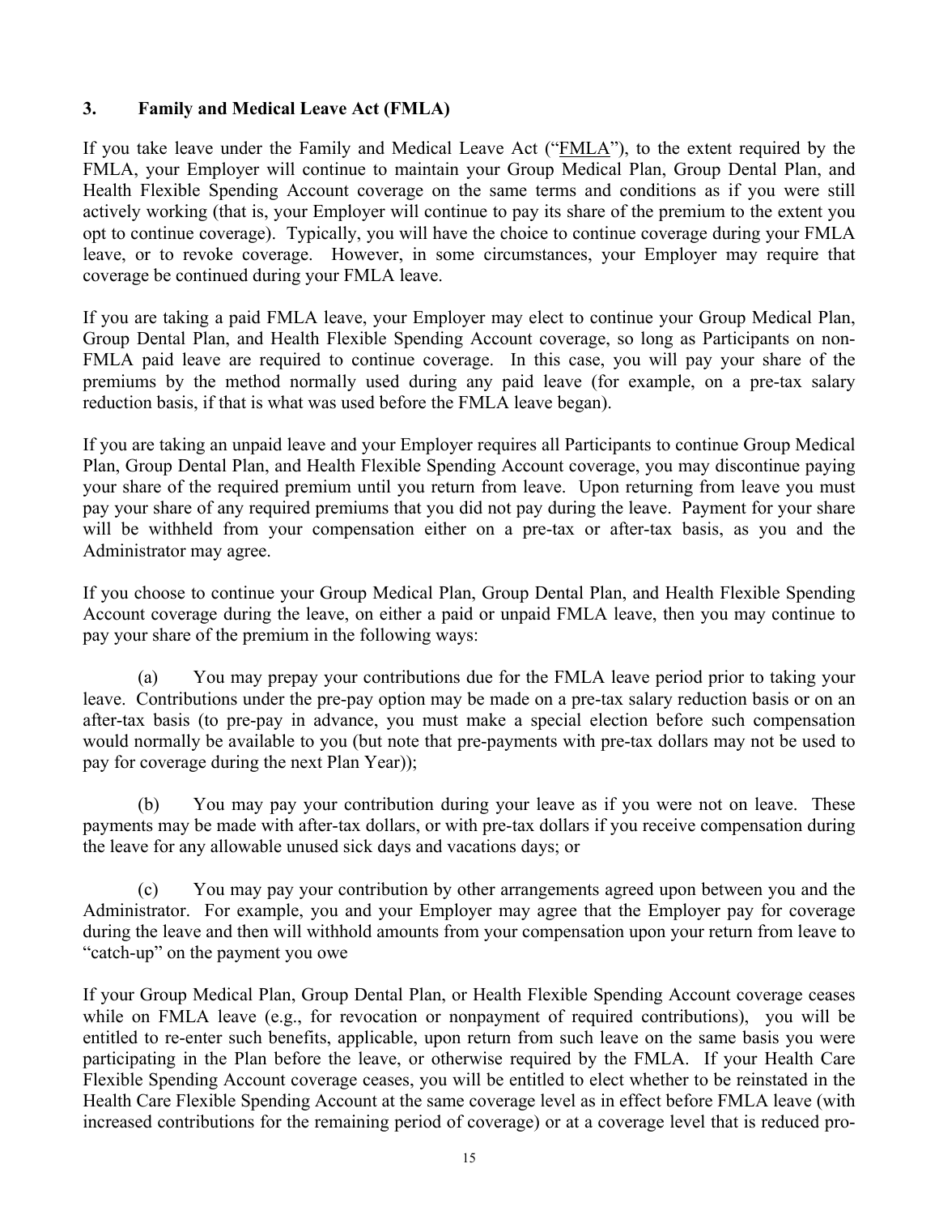### 3. Family and Medical Leave Act (FMLA)

If you take leave under the Family and Medical Leave Act ("FMLA"), to the extent required by the FMLA, your Employer will continue to maintain your Group Medical Plan, Group Dental Plan, and Health Flexible Spending Account coverage on the same terms and conditions as if you were still actively working (that is, your Employer will continue to pay its share of the premium to the extent you opt to continue coverage). Typically, you will have the choice to continue coverage during your FMLA leave, or to revoke coverage. However, in some circumstances, your Employer may require that coverage be continued during your FMLA leave.

If you are taking a paid FMLA leave, your Employer may elect to continue your Group Medical Plan, Group Dental Plan, and Health Flexible Spending Account coverage, so long as Participants on non-FMLA paid leave are required to continue coverage. In this case, you will pay your share of the premiums by the method normally used during any paid leave (for example, on a pre-tax salary reduction basis, if that is what was used before the FMLA leave began).

If you are taking an unpaid leave and your Employer requires all Participants to continue Group Medical Plan, Group Dental Plan, and Health Flexible Spending Account coverage, you may discontinue paying your share of the required premium until you return from leave. Upon returning from leave you must pay your share of any required premiums that you did not pay during the leave. Payment for your share will be withheld from your compensation either on a pre-tax or after-tax basis, as you and the Administrator may agree.

If you choose to continue your Group Medical Plan, Group Dental Plan, and Health Flexible Spending Account coverage during the leave, on either a paid or unpaid FMLA leave, then you may continue to pay your share of the premium in the following ways:

(a) You may prepay your contributions due for the FMLA leave period prior to taking your leave. Contributions under the pre-pay option may be made on a pre-tax salary reduction basis or on an after-tax basis (to pre-pay in advance, you must make a special election before such compensation would normally be available to you (but note that pre-payments with pre-tax dollars may not be used to pay for coverage during the next Plan Year));

(b) You may pay your contribution during your leave as if you were not on leave. These payments may be made with after-tax dollars, or with pre-tax dollars if you receive compensation during the leave for any allowable unused sick days and vacations days; or

(c) You may pay your contribution by other arrangements agreed upon between you and the Administrator. For example, you and your Employer may agree that the Employer pay for coverage during the leave and then will withhold amounts from your compensation upon your return from leave to "catch-up" on the payment you owe

If your Group Medical Plan, Group Dental Plan, or Health Flexible Spending Account coverage ceases while on FMLA leave (e.g., for revocation or nonpayment of required contributions), you will be entitled to re-enter such benefits, applicable, upon return from such leave on the same basis you were participating in the Plan before the leave, or otherwise required by the FMLA. If your Health Care Flexible Spending Account coverage ceases, you will be entitled to elect whether to be reinstated in the Health Care Flexible Spending Account at the same coverage level as in effect before FMLA leave (with increased contributions for the remaining period of coverage) or at a coverage level that is reduced pro-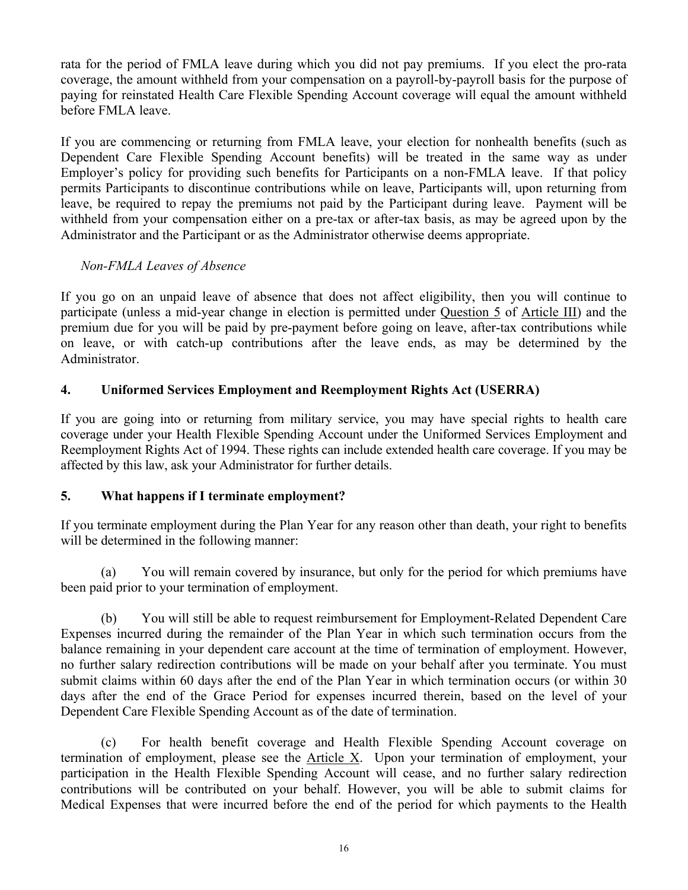rata for the period of FMLA leave during which you did not pay premiums. If you elect the pro-rata coverage, the amount withheld from your compensation on a payroll-by-payroll basis for the purpose of paying for reinstated Health Care Flexible Spending Account coverage will equal the amount withheld before FMLA leave.

If you are commencing or returning from FMLA leave, your election for nonhealth benefits (such as Dependent Care Flexible Spending Account benefits) will be treated in the same way as under Employer's policy for providing such benefits for Participants on a non-FMLA leave. If that policy permits Participants to discontinue contributions while on leave, Participants will, upon returning from leave, be required to repay the premiums not paid by the Participant during leave. Payment will be withheld from your compensation either on a pre-tax or after-tax basis, as may be agreed upon by the Administrator and the Participant or as the Administrator otherwise deems appropriate.

*Non-FMLA Leaves of Absence*

If you go on an unpaid leave of absence that does not affect eligibility, then you will continue to participate (unless a mid-year change in election is permitted under Question 5 of Article III) and the premium due for you will be paid by pre-payment before going on leave, after-tax contributions while on leave, or with catch-up contributions after the leave ends, as may be determined by the Administrator.

### 4. Uniformed Services Employment and Reemployment Rights Act (USERRA)

If you are going into or returning from military service, you may have special rights to health care coverage under your Health Flexible Spending Account under the Uniformed Services Employment and Reemployment Rights Act of 1994. These rights can include extended health care coverage. If you may be affected by this law, ask your Administrator for further details.

### 5. What happens if I terminate employment?

If you terminate employment during the Plan Year for any reason other than death, your right to benefits will be determined in the following manner:

(a) You will remain covered by insurance, but only for the period for which premiums have been paid prior to your termination of employment.

(b) You will still be able to request reimbursement for Employment-Related Dependent Care Expenses incurred during the remainder of the Plan Year in which such termination occurs from the balance remaining in your dependent care account at the time of termination of employment. However, no further salary redirection contributions will be made on your behalf after you terminate. You must submit claims within 60 days after the end of the Plan Year in which termination occurs (or within 30 days after the end of the Grace Period for expenses incurred therein, based on the level of your Dependent Care Flexible Spending Account as of the date of termination.

(c) For health benefit coverage and Health Flexible Spending Account coverage on termination of employment, please see the Article X. Upon your termination of employment, your participation in the Health Flexible Spending Account will cease, and no further salary redirection contributions will be contributed on your behalf. However, you will be able to submit claims for Medical Expenses that were incurred before the end of the period for which payments to the Health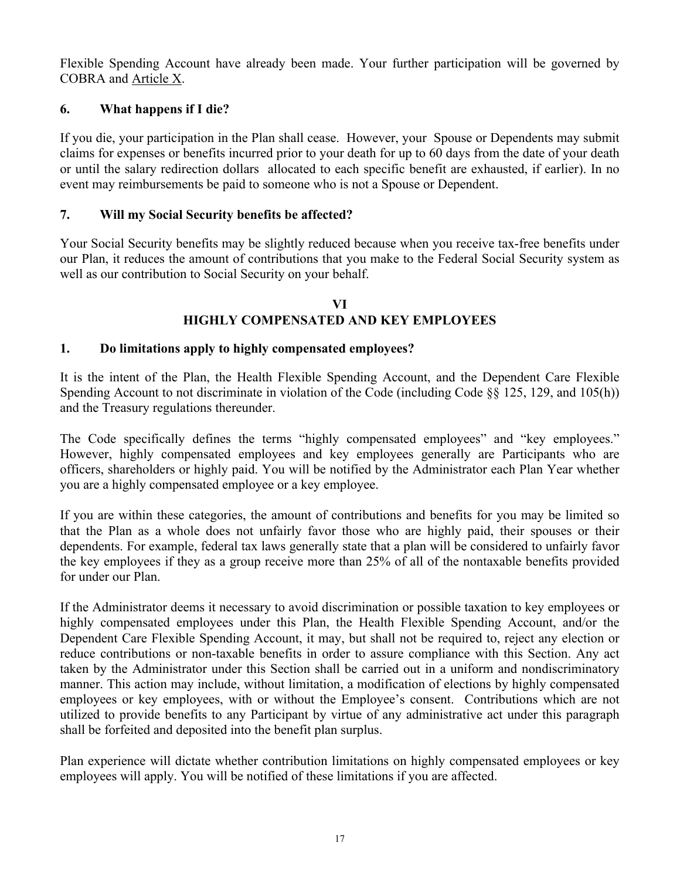Flexible Spending Account have already been made. Your further participation will be governed by COBRA and Article X.

### 6. What happens if I die?

If you die, your participation in the Plan shall cease. However, your Spouse or Dependents may submit claims for expenses or benefits incurred prior to your death for up to 60 days from the date of your death or until the salary redirection dollars allocated to each specific benefit are exhausted, if earlier). In no event may reimbursements be paid to someone who is not a Spouse or Dependent.

### 7. Will my Social Security benefits be affected?

Your Social Security benefits may be slightly reduced because when you receive tax-free benefits under our Plan, it reduces the amount of contributions that you make to the Federal Social Security system as well as our contribution to Social Security on your behalf.

## VI
## HIGHLY COMPENSATED AND KEY EMPLOYEES

### 1. Do limitations apply to highly compensated employees?

It is the intent of the Plan, the Health Flexible Spending Account, and the Dependent Care Flexible Spending Account to not discriminate in violation of the Code (including Code §§ 125, 129, and 105(h)) and the Treasury regulations thereunder.

The Code specifically defines the terms "highly compensated employees" and "key employees." However, highly compensated employees and key employees generally are Participants who are officers, shareholders or highly paid. You will be notified by the Administrator each Plan Year whether you are a highly compensated employee or a key employee.

If you are within these categories, the amount of contributions and benefits for you may be limited so that the Plan as a whole does not unfairly favor those who are highly paid, their spouses or their dependents. For example, federal tax laws generally state that a plan will be considered to unfairly favor the key employees if they as a group receive more than 25% of all of the nontaxable benefits provided for under our Plan.

If the Administrator deems it necessary to avoid discrimination or possible taxation to key employees or highly compensated employees under this Plan, the Health Flexible Spending Account, and/or the Dependent Care Flexible Spending Account, it may, but shall not be required to, reject any election or reduce contributions or non-taxable benefits in order to assure compliance with this Section. Any act taken by the Administrator under this Section shall be carried out in a uniform and nondiscriminatory manner. This action may include, without limitation, a modification of elections by highly compensated employees or key employees, with or without the Employee's consent. Contributions which are not utilized to provide benefits to any Participant by virtue of any administrative act under this paragraph shall be forfeited and deposited into the benefit plan surplus.

Plan experience will dictate whether contribution limitations on highly compensated employees or key employees will apply. You will be notified of these limitations if you are affected.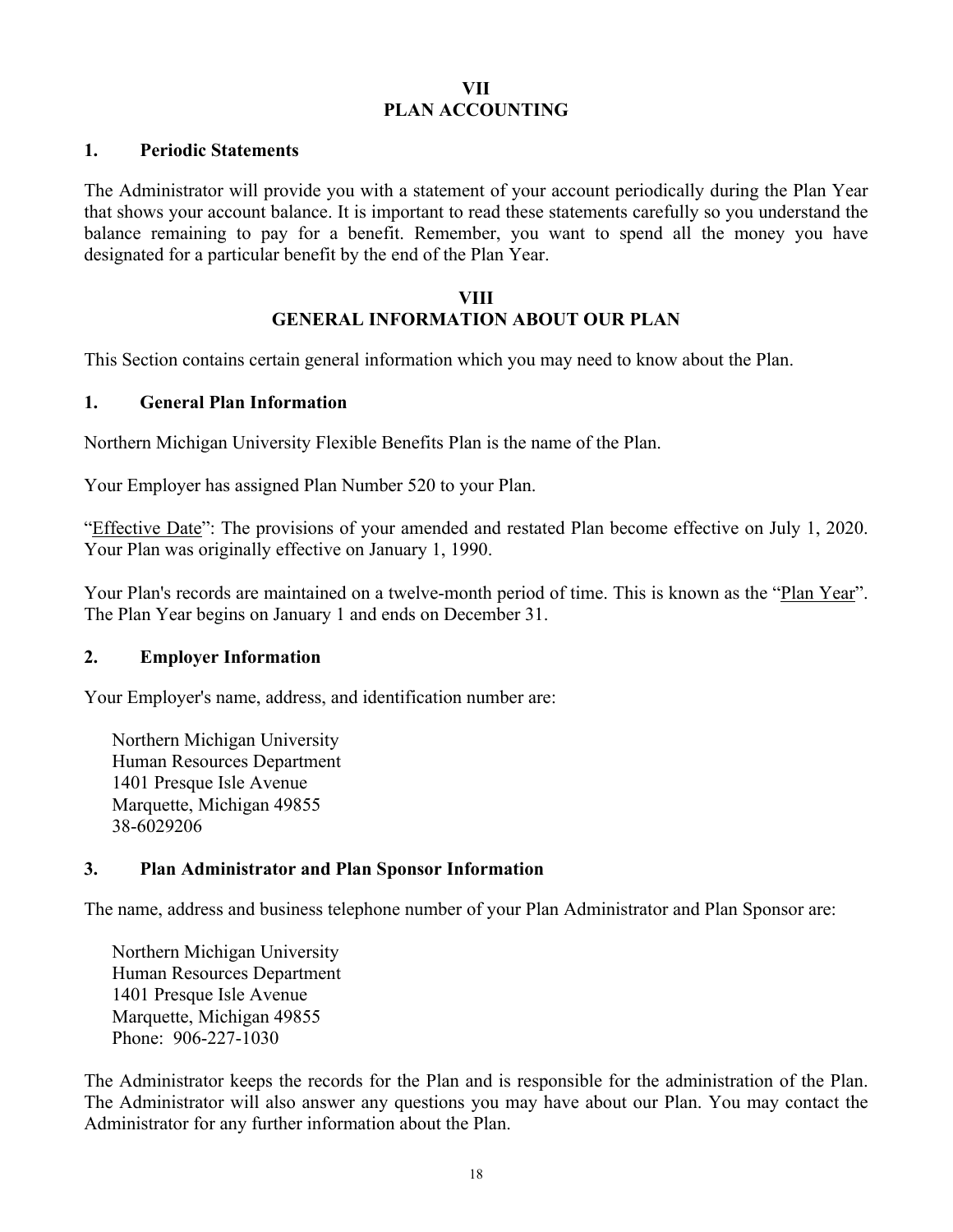## VII
## PLAN ACCOUNTING

### 1. Periodic Statements

The Administrator will provide you with a statement of your account periodically during the Plan Year that shows your account balance. It is important to read these statements carefully so you understand the balance remaining to pay for a benefit. Remember, you want to spend all the money you have designated for a particular benefit by the end of the Plan Year.

## VIII
## GENERAL INFORMATION ABOUT OUR PLAN

This Section contains certain general information which you may need to know about the Plan.

### 1. General Plan Information

Northern Michigan University Flexible Benefits Plan is the name of the Plan.

Your Employer has assigned Plan Number 520 to your Plan.

"Effective Date": The provisions of your amended and restated Plan become effective on July 1, 2020. Your Plan was originally effective on January 1, 1990.

Your Plan's records are maintained on a twelve-month period of time. This is known as the "Plan Year". The Plan Year begins on January 1 and ends on December 31.

### 2. Employer Information

Your Employer's name, address, and identification number are:

Northern Michigan University  
Human Resources Department  
1401 Presque Isle Avenue  
Marquette, Michigan 49855  
38-6029206

### 3. Plan Administrator and Plan Sponsor Information

The name, address and business telephone number of your Plan Administrator and Plan Sponsor are:

Northern Michigan University  
Human Resources Department  
1401 Presque Isle Avenue  
Marquette, Michigan 49855  
Phone: 906-227-1030

The Administrator keeps the records for the Plan and is responsible for the administration of the Plan. The Administrator will also answer any questions you may have about our Plan. You may contact the Administrator for any further information about the Plan.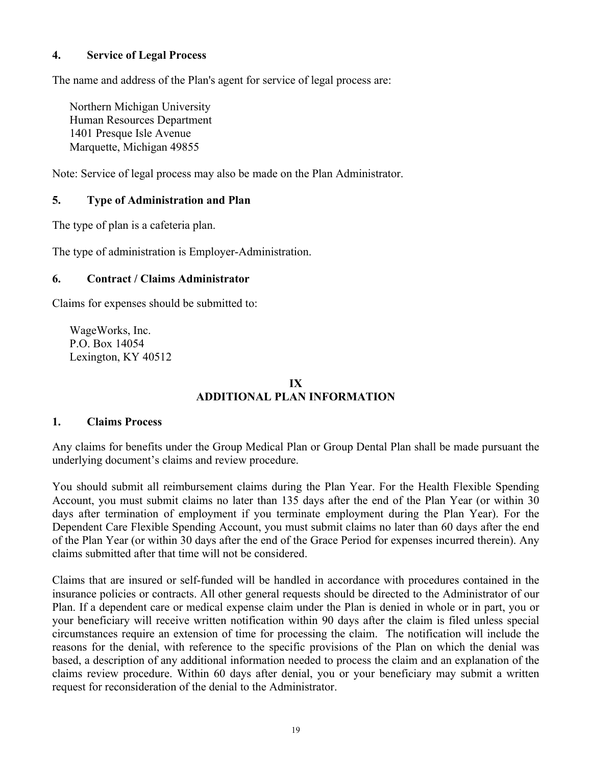### 4. Service of Legal Process

The name and address of the Plan's agent for service of legal process are:

Northern Michigan University
Human Resources Department
1401 Presque Isle Avenue
Marquette, Michigan 49855

Note: Service of legal process may also be made on the Plan Administrator.

### 5. Type of Administration and Plan

The type of plan is a cafeteria plan.

The type of administration is Employer-Administration.

### 6. Contract / Claims Administrator

Claims for expenses should be submitted to:

WageWorks, Inc.
P.O. Box 14054
Lexington, KY 40512

## IX
## ADDITIONAL PLAN INFORMATION

### 1. Claims Process

Any claims for benefits under the Group Medical Plan or Group Dental Plan shall be made pursuant the underlying document's claims and review procedure.

You should submit all reimbursement claims during the Plan Year. For the Health Flexible Spending Account, you must submit claims no later than 135 days after the end of the Plan Year (or within 30 days after termination of employment if you terminate employment during the Plan Year). For the Dependent Care Flexible Spending Account, you must submit claims no later than 60 days after the end of the Plan Year (or within 30 days after the end of the Grace Period for expenses incurred therein). Any claims submitted after that time will not be considered.

Claims that are insured or self-funded will be handled in accordance with procedures contained in the insurance policies or contracts. All other general requests should be directed to the Administrator of our Plan. If a dependent care or medical expense claim under the Plan is denied in whole or in part, you or your beneficiary will receive written notification within 90 days after the claim is filed unless special circumstances require an extension of time for processing the claim. The notification will include the reasons for the denial, with reference to the specific provisions of the Plan on which the denial was based, a description of any additional information needed to process the claim and an explanation of the claims review procedure. Within 60 days after denial, you or your beneficiary may submit a written request for reconsideration of the denial to the Administrator.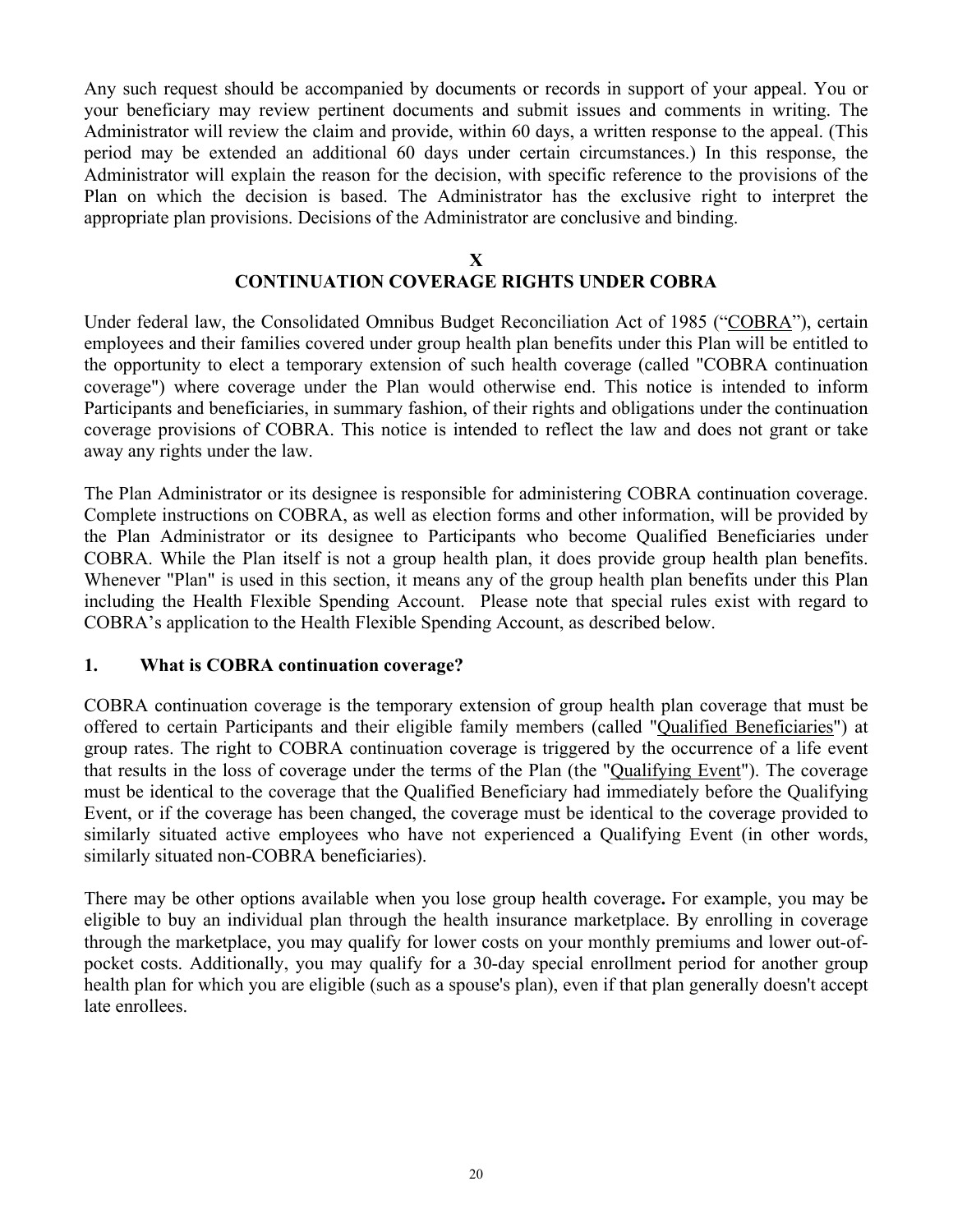Any such request should be accompanied by documents or records in support of your appeal. You or your beneficiary may review pertinent documents and submit issues and comments in writing. The Administrator will review the claim and provide, within 60 days, a written response to the appeal. (This period may be extended an additional 60 days under certain circumstances.) In this response, the Administrator will explain the reason for the decision, with specific reference to the provisions of the Plan on which the decision is based. The Administrator has the exclusive right to interpret the appropriate plan provisions. Decisions of the Administrator are conclusive and binding.

## X
## CONTINUATION COVERAGE RIGHTS UNDER COBRA

Under federal law, the Consolidated Omnibus Budget Reconciliation Act of 1985 ("COBRA"), certain employees and their families covered under group health plan benefits under this Plan will be entitled to the opportunity to elect a temporary extension of such health coverage (called "COBRA continuation coverage") where coverage under the Plan would otherwise end. This notice is intended to inform Participants and beneficiaries, in summary fashion, of their rights and obligations under the continuation coverage provisions of COBRA. This notice is intended to reflect the law and does not grant or take away any rights under the law.

The Plan Administrator or its designee is responsible for administering COBRA continuation coverage. Complete instructions on COBRA, as well as election forms and other information, will be provided by the Plan Administrator or its designee to Participants who become Qualified Beneficiaries under COBRA. While the Plan itself is not a group health plan, it does provide group health plan benefits. Whenever "Plan" is used in this section, it means any of the group health plan benefits under this Plan including the Health Flexible Spending Account. Please note that special rules exist with regard to COBRA's application to the Health Flexible Spending Account, as described below.

### 1. What is COBRA continuation coverage?

COBRA continuation coverage is the temporary extension of group health plan coverage that must be offered to certain Participants and their eligible family members (called "Qualified Beneficiaries") at group rates. The right to COBRA continuation coverage is triggered by the occurrence of a life event that results in the loss of coverage under the terms of the Plan (the "Qualifying Event"). The coverage must be identical to the coverage that the Qualified Beneficiary had immediately before the Qualifying Event, or if the coverage has been changed, the coverage must be identical to the coverage provided to similarly situated active employees who have not experienced a Qualifying Event (in other words, similarly situated non-COBRA beneficiaries).

There may be other options available when you lose group health coverage**.** For example, you may be eligible to buy an individual plan through the health insurance marketplace. By enrolling in coverage through the marketplace, you may qualify for lower costs on your monthly premiums and lower out-of-pocket costs. Additionally, you may qualify for a 30-day special enrollment period for another group health plan for which you are eligible (such as a spouse's plan), even if that plan generally doesn't accept late enrollees.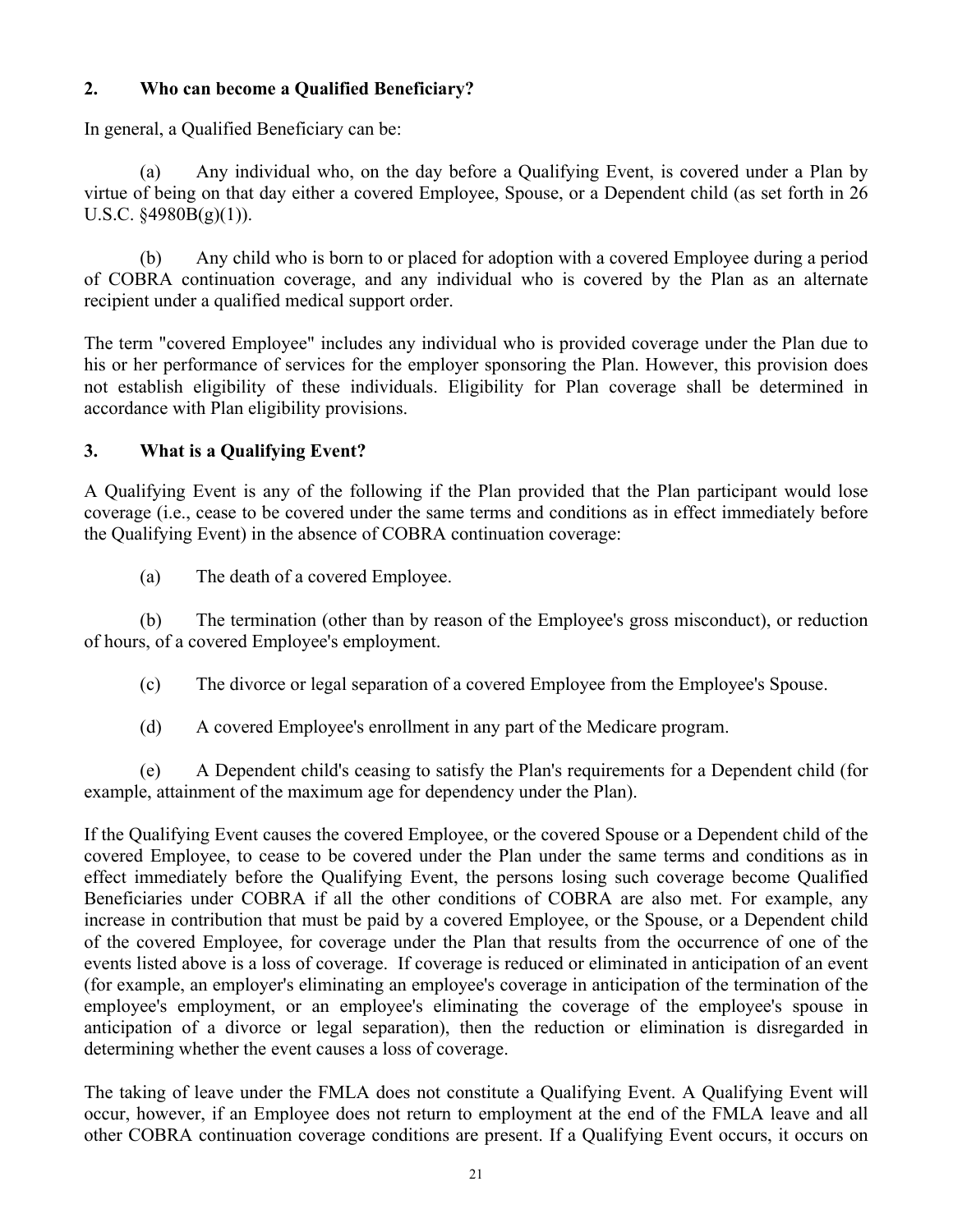## 2. Who can become a Qualified Beneficiary?

In general, a Qualified Beneficiary can be:

(a) Any individual who, on the day before a Qualifying Event, is covered under a Plan by virtue of being on that day either a covered Employee, Spouse, or a Dependent child (as set forth in 26 U.S.C. §4980B(g)(1)).

(b) Any child who is born to or placed for adoption with a covered Employee during a period of COBRA continuation coverage, and any individual who is covered by the Plan as an alternate recipient under a qualified medical support order.

The term "covered Employee" includes any individual who is provided coverage under the Plan due to his or her performance of services for the employer sponsoring the Plan. However, this provision does not establish eligibility of these individuals. Eligibility for Plan coverage shall be determined in accordance with Plan eligibility provisions.

## 3. What is a Qualifying Event?

A Qualifying Event is any of the following if the Plan provided that the Plan participant would lose coverage (i.e., cease to be covered under the same terms and conditions as in effect immediately before the Qualifying Event) in the absence of COBRA continuation coverage:

(a) The death of a covered Employee.

(b) The termination (other than by reason of the Employee's gross misconduct), or reduction of hours, of a covered Employee's employment.

(c) The divorce or legal separation of a covered Employee from the Employee's Spouse.

(d) A covered Employee's enrollment in any part of the Medicare program.

(e) A Dependent child's ceasing to satisfy the Plan's requirements for a Dependent child (for example, attainment of the maximum age for dependency under the Plan).

If the Qualifying Event causes the covered Employee, or the covered Spouse or a Dependent child of the covered Employee, to cease to be covered under the Plan under the same terms and conditions as in effect immediately before the Qualifying Event, the persons losing such coverage become Qualified Beneficiaries under COBRA if all the other conditions of COBRA are also met. For example, any increase in contribution that must be paid by a covered Employee, or the Spouse, or a Dependent child of the covered Employee, for coverage under the Plan that results from the occurrence of one of the events listed above is a loss of coverage. If coverage is reduced or eliminated in anticipation of an event (for example, an employer's eliminating an employee's coverage in anticipation of the termination of the employee's employment, or an employee's eliminating the coverage of the employee's spouse in anticipation of a divorce or legal separation), then the reduction or elimination is disregarded in determining whether the event causes a loss of coverage.

The taking of leave under the FMLA does not constitute a Qualifying Event. A Qualifying Event will occur, however, if an Employee does not return to employment at the end of the FMLA leave and all other COBRA continuation coverage conditions are present. If a Qualifying Event occurs, it occurs on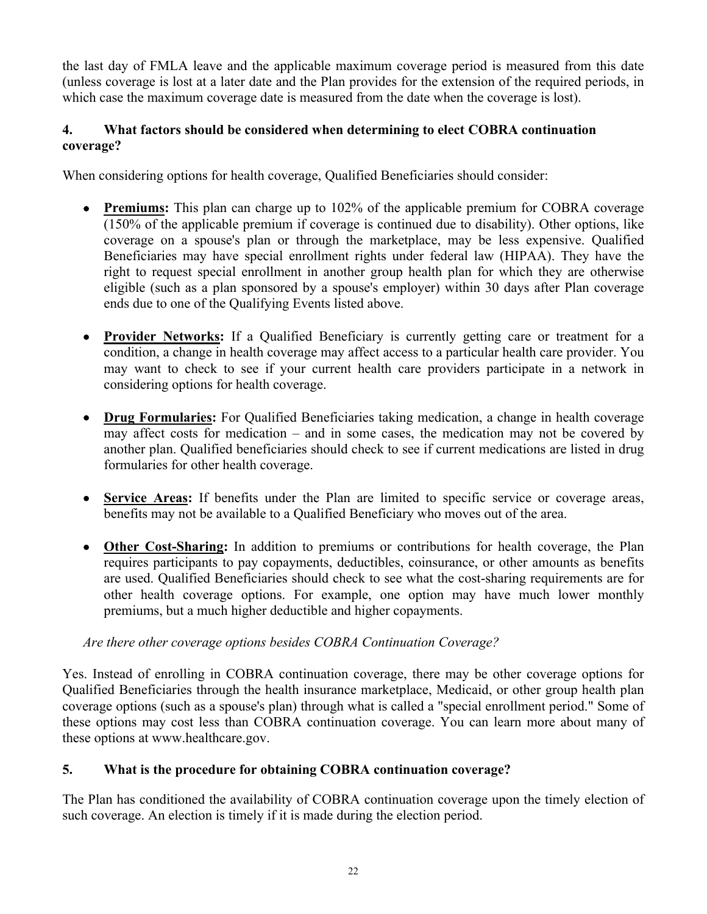the last day of FMLA leave and the applicable maximum coverage period is measured from this date (unless coverage is lost at a later date and the Plan provides for the extension of the required periods, in which case the maximum coverage date is measured from the date when the coverage is lost).

### 4. What factors should be considered when determining to elect COBRA continuation coverage?

When considering options for health coverage, Qualified Beneficiaries should consider:

- **Premiums:** This plan can charge up to 102% of the applicable premium for COBRA coverage (150% of the applicable premium if coverage is continued due to disability). Other options, like coverage on a spouse's plan or through the marketplace, may be less expensive. Qualified Beneficiaries may have special enrollment rights under federal law (HIPAA). They have the right to request special enrollment in another group health plan for which they are otherwise eligible (such as a plan sponsored by a spouse's employer) within 30 days after Plan coverage ends due to one of the Qualifying Events listed above.

- **Provider Networks:** If a Qualified Beneficiary is currently getting care or treatment for a condition, a change in health coverage may affect access to a particular health care provider. You may want to check to see if your current health care providers participate in a network in considering options for health coverage.

- **Drug Formularies:** For Qualified Beneficiaries taking medication, a change in health coverage may affect costs for medication – and in some cases, the medication may not be covered by another plan. Qualified beneficiaries should check to see if current medications are listed in drug formularies for other health coverage.

- **Service Areas:** If benefits under the Plan are limited to specific service or coverage areas, benefits may not be available to a Qualified Beneficiary who moves out of the area.

- **Other Cost-Sharing:** In addition to premiums or contributions for health coverage, the Plan requires participants to pay copayments, deductibles, coinsurance, or other amounts as benefits are used. Qualified Beneficiaries should check to see what the cost-sharing requirements are for other health coverage options. For example, one option may have much lower monthly premiums, but a much higher deductible and higher copayments.

*Are there other coverage options besides COBRA Continuation Coverage?*

Yes. Instead of enrolling in COBRA continuation coverage, there may be other coverage options for Qualified Beneficiaries through the health insurance marketplace, Medicaid, or other group health plan coverage options (such as a spouse's plan) through what is called a "special enrollment period." Some of these options may cost less than COBRA continuation coverage. You can learn more about many of these options at www.healthcare.gov.

### 5. What is the procedure for obtaining COBRA continuation coverage?

The Plan has conditioned the availability of COBRA continuation coverage upon the timely election of such coverage. An election is timely if it is made during the election period.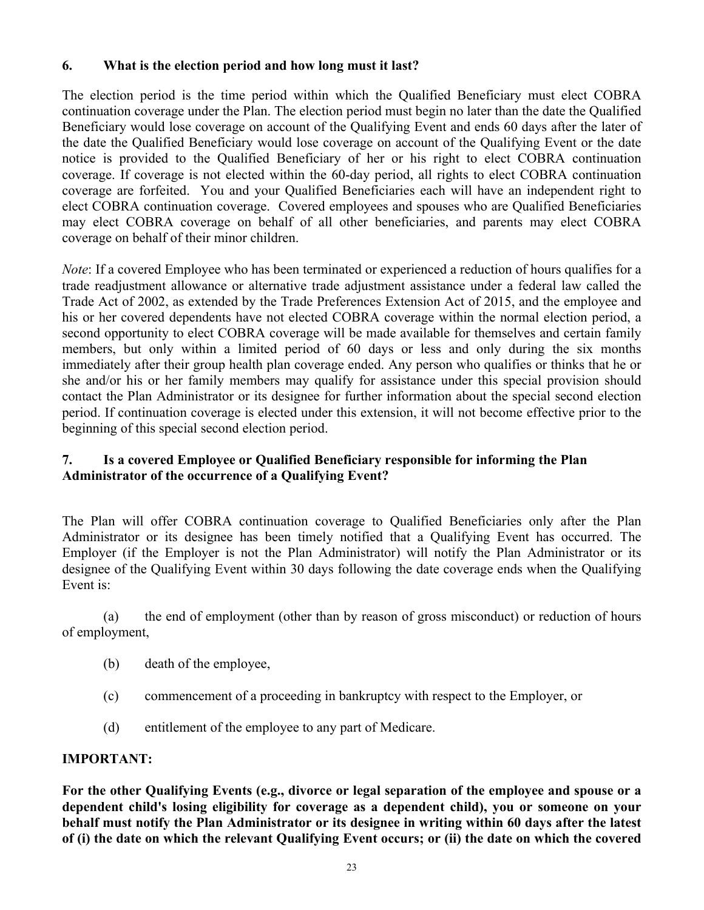### 6. What is the election period and how long must it last?

The election period is the time period within which the Qualified Beneficiary must elect COBRA continuation coverage under the Plan. The election period must begin no later than the date the Qualified Beneficiary would lose coverage on account of the Qualifying Event and ends 60 days after the later of the date the Qualified Beneficiary would lose coverage on account of the Qualifying Event or the date notice is provided to the Qualified Beneficiary of her or his right to elect COBRA continuation coverage. If coverage is not elected within the 60-day period, all rights to elect COBRA continuation coverage are forfeited. You and your Qualified Beneficiaries each will have an independent right to elect COBRA continuation coverage. Covered employees and spouses who are Qualified Beneficiaries may elect COBRA coverage on behalf of all other beneficiaries, and parents may elect COBRA coverage on behalf of their minor children.

*Note*: If a covered Employee who has been terminated or experienced a reduction of hours qualifies for a trade readjustment allowance or alternative trade adjustment assistance under a federal law called the Trade Act of 2002, as extended by the Trade Preferences Extension Act of 2015, and the employee and his or her covered dependents have not elected COBRA coverage within the normal election period, a second opportunity to elect COBRA coverage will be made available for themselves and certain family members, but only within a limited period of 60 days or less and only during the six months immediately after their group health plan coverage ended. Any person who qualifies or thinks that he or she and/or his or her family members may qualify for assistance under this special provision should contact the Plan Administrator or its designee for further information about the special second election period. If continuation coverage is elected under this extension, it will not become effective prior to the beginning of this special second election period.

### 7. Is a covered Employee or Qualified Beneficiary responsible for informing the Plan Administrator of the occurrence of a Qualifying Event?

The Plan will offer COBRA continuation coverage to Qualified Beneficiaries only after the Plan Administrator or its designee has been timely notified that a Qualifying Event has occurred. The Employer (if the Employer is not the Plan Administrator) will notify the Plan Administrator or its designee of the Qualifying Event within 30 days following the date coverage ends when the Qualifying Event is:

(a) the end of employment (other than by reason of gross misconduct) or reduction of hours of employment,

(b) death of the employee,

(c) commencement of a proceeding in bankruptcy with respect to the Employer, or

(d) entitlement of the employee to any part of Medicare.

**IMPORTANT:**

**For the other Qualifying Events (e.g., divorce or legal separation of the employee and spouse or a dependent child's losing eligibility for coverage as a dependent child), you or someone on your behalf must notify the Plan Administrator or its designee in writing within 60 days after the latest of (i) the date on which the relevant Qualifying Event occurs; or (ii) the date on which the covered**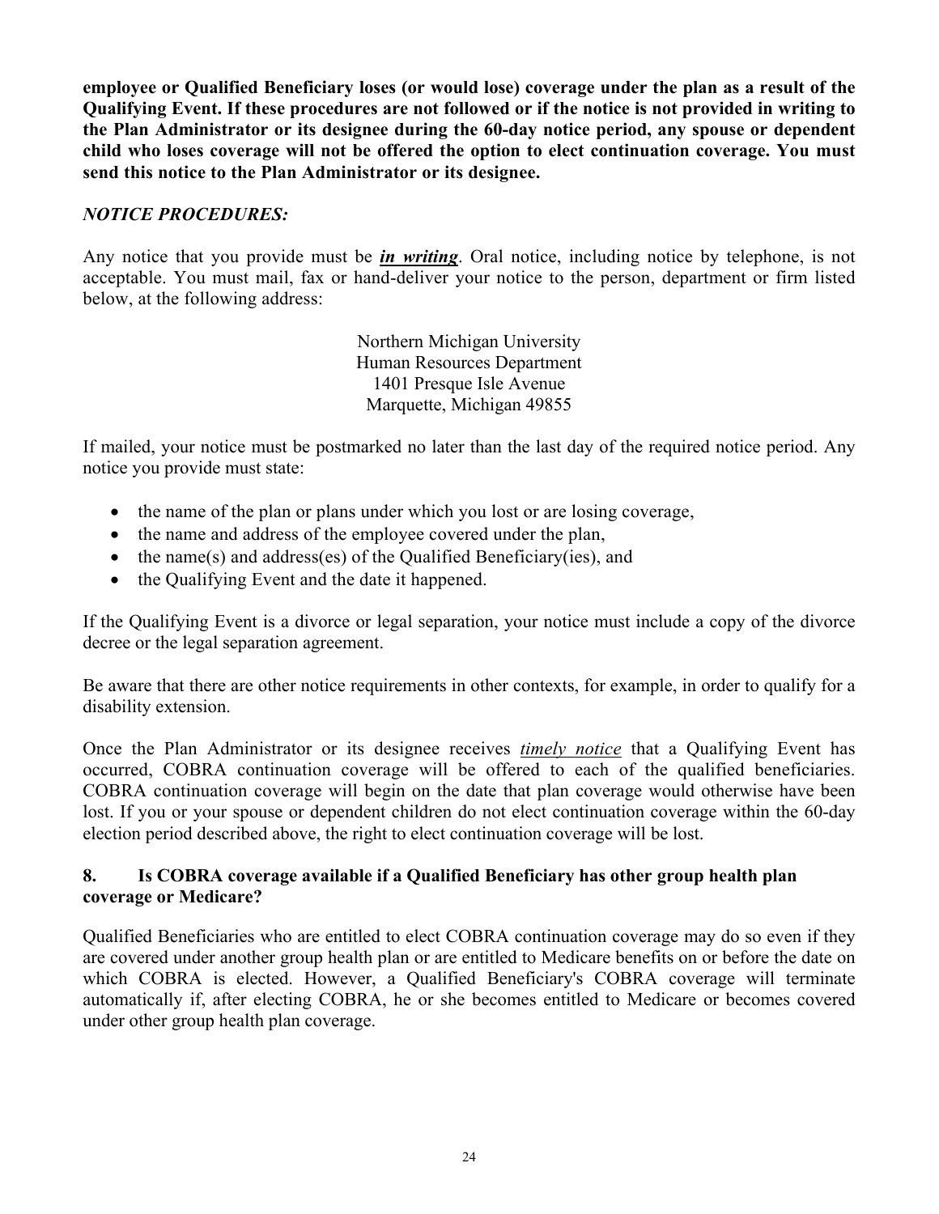**employee or Qualified Beneficiary loses (or would lose) coverage under the plan as a result of the Qualifying Event. If these procedures are not followed or if the notice is not provided in writing to the Plan Administrator or its designee during the 60-day notice period, any spouse or dependent child who loses coverage will not be offered the option to elect continuation coverage. You must send this notice to the Plan Administrator or its designee.**

***NOTICE PROCEDURES:***

Any notice that you provide must be ***in writing***. Oral notice, including notice by telephone, is not acceptable. You must mail, fax or hand-deliver your notice to the person, department or firm listed below, at the following address:

Northern Michigan University
Human Resources Department
1401 Presque Isle Avenue
Marquette, Michigan 49855

If mailed, your notice must be postmarked no later than the last day of the required notice period. Any notice you provide must state:

- the name of the plan or plans under which you lost or are losing coverage,
- the name and address of the employee covered under the plan,
- the name(s) and address(es) of the Qualified Beneficiary(ies), and
- the Qualifying Event and the date it happened.

If the Qualifying Event is a divorce or legal separation, your notice must include a copy of the divorce decree or the legal separation agreement.

Be aware that there are other notice requirements in other contexts, for example, in order to qualify for a disability extension.

Once the Plan Administrator or its designee receives *timely notice* that a Qualifying Event has occurred, COBRA continuation coverage will be offered to each of the qualified beneficiaries. COBRA continuation coverage will begin on the date that plan coverage would otherwise have been lost. If you or your spouse or dependent children do not elect continuation coverage within the 60-day election period described above, the right to elect continuation coverage will be lost.

### 8. Is COBRA coverage available if a Qualified Beneficiary has other group health plan coverage or Medicare?

Qualified Beneficiaries who are entitled to elect COBRA continuation coverage may do so even if they are covered under another group health plan or are entitled to Medicare benefits on or before the date on which COBRA is elected. However, a Qualified Beneficiary's COBRA coverage will terminate automatically if, after electing COBRA, he or she becomes entitled to Medicare or becomes covered under other group health plan coverage.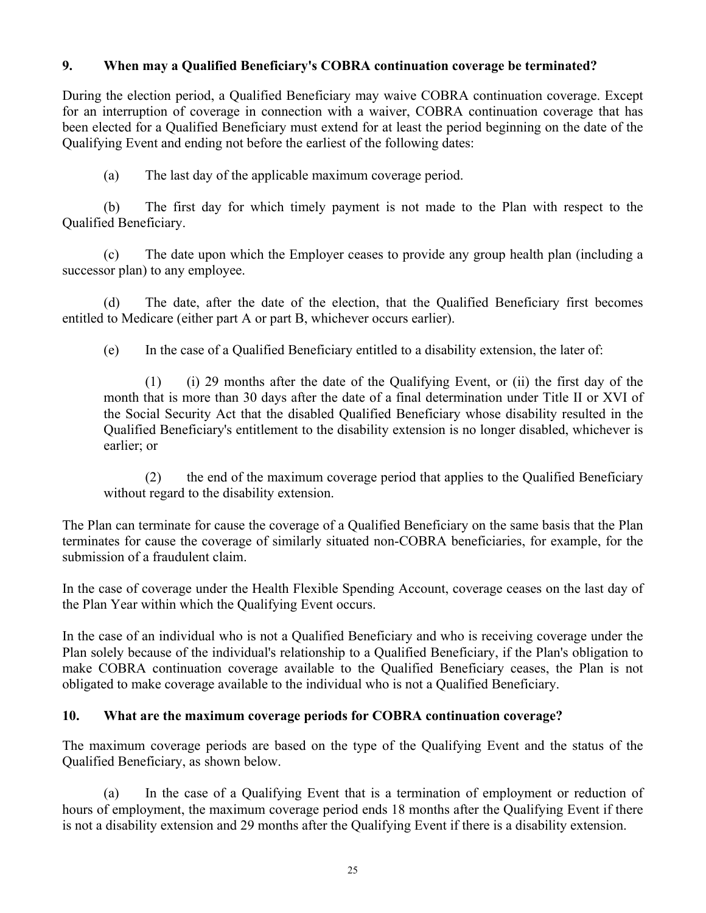**9. When may a Qualified Beneficiary's COBRA continuation coverage be terminated?**

During the election period, a Qualified Beneficiary may waive COBRA continuation coverage. Except for an interruption of coverage in connection with a waiver, COBRA continuation coverage that has been elected for a Qualified Beneficiary must extend for at least the period beginning on the date of the Qualifying Event and ending not before the earliest of the following dates:

(a) The last day of the applicable maximum coverage period.

(b) The first day for which timely payment is not made to the Plan with respect to the Qualified Beneficiary.

(c) The date upon which the Employer ceases to provide any group health plan (including a successor plan) to any employee.

(d) The date, after the date of the election, that the Qualified Beneficiary first becomes entitled to Medicare (either part A or part B, whichever occurs earlier).

(e) In the case of a Qualified Beneficiary entitled to a disability extension, the later of:

> (1) (i) 29 months after the date of the Qualifying Event, or (ii) the first day of the month that is more than 30 days after the date of a final determination under Title II or XVI of the Social Security Act that the disabled Qualified Beneficiary whose disability resulted in the Qualified Beneficiary's entitlement to the disability extension is no longer disabled, whichever is earlier; or
>
> (2) the end of the maximum coverage period that applies to the Qualified Beneficiary without regard to the disability extension.

The Plan can terminate for cause the coverage of a Qualified Beneficiary on the same basis that the Plan terminates for cause the coverage of similarly situated non-COBRA beneficiaries, for example, for the submission of a fraudulent claim.

In the case of coverage under the Health Flexible Spending Account, coverage ceases on the last day of the Plan Year within which the Qualifying Event occurs.

In the case of an individual who is not a Qualified Beneficiary and who is receiving coverage under the Plan solely because of the individual's relationship to a Qualified Beneficiary, if the Plan's obligation to make COBRA continuation coverage available to the Qualified Beneficiary ceases, the Plan is not obligated to make coverage available to the individual who is not a Qualified Beneficiary.

**10. What are the maximum coverage periods for COBRA continuation coverage?**

The maximum coverage periods are based on the type of the Qualifying Event and the status of the Qualified Beneficiary, as shown below.

(a) In the case of a Qualifying Event that is a termination of employment or reduction of hours of employment, the maximum coverage period ends 18 months after the Qualifying Event if there is not a disability extension and 29 months after the Qualifying Event if there is a disability extension.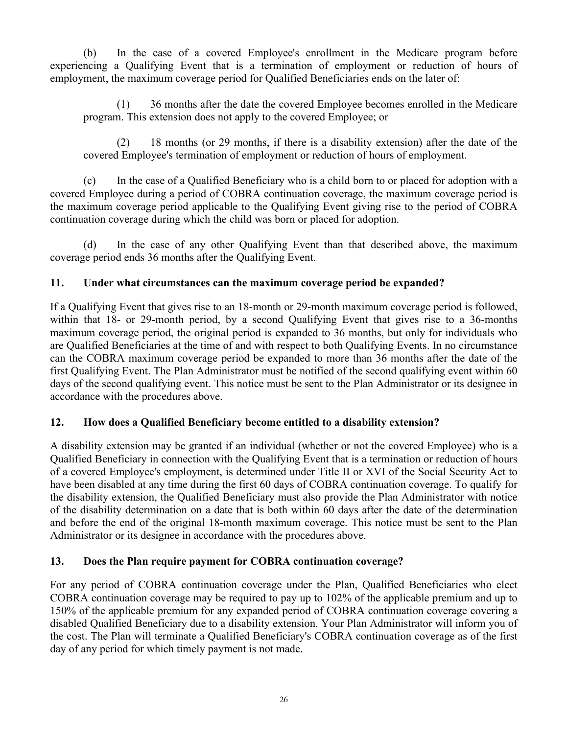(b) In the case of a covered Employee's enrollment in the Medicare program before experiencing a Qualifying Event that is a termination of employment or reduction of hours of employment, the maximum coverage period for Qualified Beneficiaries ends on the later of:

(1) 36 months after the date the covered Employee becomes enrolled in the Medicare program. This extension does not apply to the covered Employee; or

(2) 18 months (or 29 months, if there is a disability extension) after the date of the covered Employee's termination of employment or reduction of hours of employment.

(c) In the case of a Qualified Beneficiary who is a child born to or placed for adoption with a covered Employee during a period of COBRA continuation coverage, the maximum coverage period is the maximum coverage period applicable to the Qualifying Event giving rise to the period of COBRA continuation coverage during which the child was born or placed for adoption.

(d) In the case of any other Qualifying Event than that described above, the maximum coverage period ends 36 months after the Qualifying Event.

**11. Under what circumstances can the maximum coverage period be expanded?**

If a Qualifying Event that gives rise to an 18-month or 29-month maximum coverage period is followed, within that 18- or 29-month period, by a second Qualifying Event that gives rise to a 36-months maximum coverage period, the original period is expanded to 36 months, but only for individuals who are Qualified Beneficiaries at the time of and with respect to both Qualifying Events. In no circumstance can the COBRA maximum coverage period be expanded to more than 36 months after the date of the first Qualifying Event. The Plan Administrator must be notified of the second qualifying event within 60 days of the second qualifying event. This notice must be sent to the Plan Administrator or its designee in accordance with the procedures above.

**12. How does a Qualified Beneficiary become entitled to a disability extension?**

A disability extension may be granted if an individual (whether or not the covered Employee) who is a Qualified Beneficiary in connection with the Qualifying Event that is a termination or reduction of hours of a covered Employee's employment, is determined under Title II or XVI of the Social Security Act to have been disabled at any time during the first 60 days of COBRA continuation coverage. To qualify for the disability extension, the Qualified Beneficiary must also provide the Plan Administrator with notice of the disability determination on a date that is both within 60 days after the date of the determination and before the end of the original 18-month maximum coverage. This notice must be sent to the Plan Administrator or its designee in accordance with the procedures above.

**13. Does the Plan require payment for COBRA continuation coverage?**

For any period of COBRA continuation coverage under the Plan, Qualified Beneficiaries who elect COBRA continuation coverage may be required to pay up to 102% of the applicable premium and up to 150% of the applicable premium for any expanded period of COBRA continuation coverage covering a disabled Qualified Beneficiary due to a disability extension. Your Plan Administrator will inform you of the cost. The Plan will terminate a Qualified Beneficiary's COBRA continuation coverage as of the first day of any period for which timely payment is not made.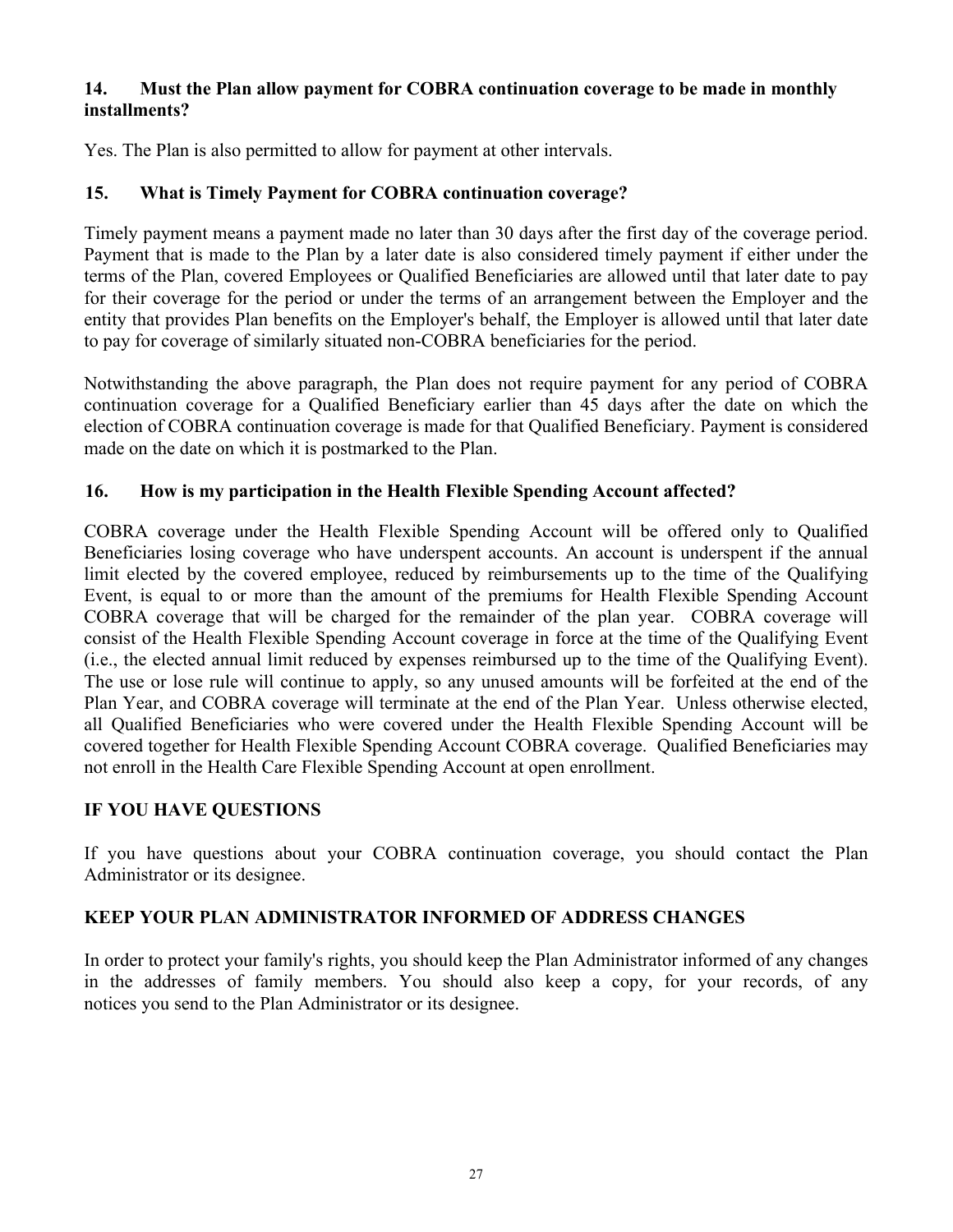### 14. Must the Plan allow payment for COBRA continuation coverage to be made in monthly installments?

Yes. The Plan is also permitted to allow for payment at other intervals.

### 15. What is Timely Payment for COBRA continuation coverage?

Timely payment means a payment made no later than 30 days after the first day of the coverage period. Payment that is made to the Plan by a later date is also considered timely payment if either under the terms of the Plan, covered Employees or Qualified Beneficiaries are allowed until that later date to pay for their coverage for the period or under the terms of an arrangement between the Employer and the entity that provides Plan benefits on the Employer's behalf, the Employer is allowed until that later date to pay for coverage of similarly situated non-COBRA beneficiaries for the period.

Notwithstanding the above paragraph, the Plan does not require payment for any period of COBRA continuation coverage for a Qualified Beneficiary earlier than 45 days after the date on which the election of COBRA continuation coverage is made for that Qualified Beneficiary. Payment is considered made on the date on which it is postmarked to the Plan.

### 16. How is my participation in the Health Flexible Spending Account affected?

COBRA coverage under the Health Flexible Spending Account will be offered only to Qualified Beneficiaries losing coverage who have underspent accounts. An account is underspent if the annual limit elected by the covered employee, reduced by reimbursements up to the time of the Qualifying Event, is equal to or more than the amount of the premiums for Health Flexible Spending Account COBRA coverage that will be charged for the remainder of the plan year. COBRA coverage will consist of the Health Flexible Spending Account coverage in force at the time of the Qualifying Event (i.e., the elected annual limit reduced by expenses reimbursed up to the time of the Qualifying Event). The use or lose rule will continue to apply, so any unused amounts will be forfeited at the end of the Plan Year, and COBRA coverage will terminate at the end of the Plan Year. Unless otherwise elected, all Qualified Beneficiaries who were covered under the Health Flexible Spending Account will be covered together for Health Flexible Spending Account COBRA coverage. Qualified Beneficiaries may not enroll in the Health Care Flexible Spending Account at open enrollment.

## IF YOU HAVE QUESTIONS

If you have questions about your COBRA continuation coverage, you should contact the Plan Administrator or its designee.

## KEEP YOUR PLAN ADMINISTRATOR INFORMED OF ADDRESS CHANGES

In order to protect your family's rights, you should keep the Plan Administrator informed of any changes in the addresses of family members. You should also keep a copy, for your records, of any notices you send to the Plan Administrator or its designee.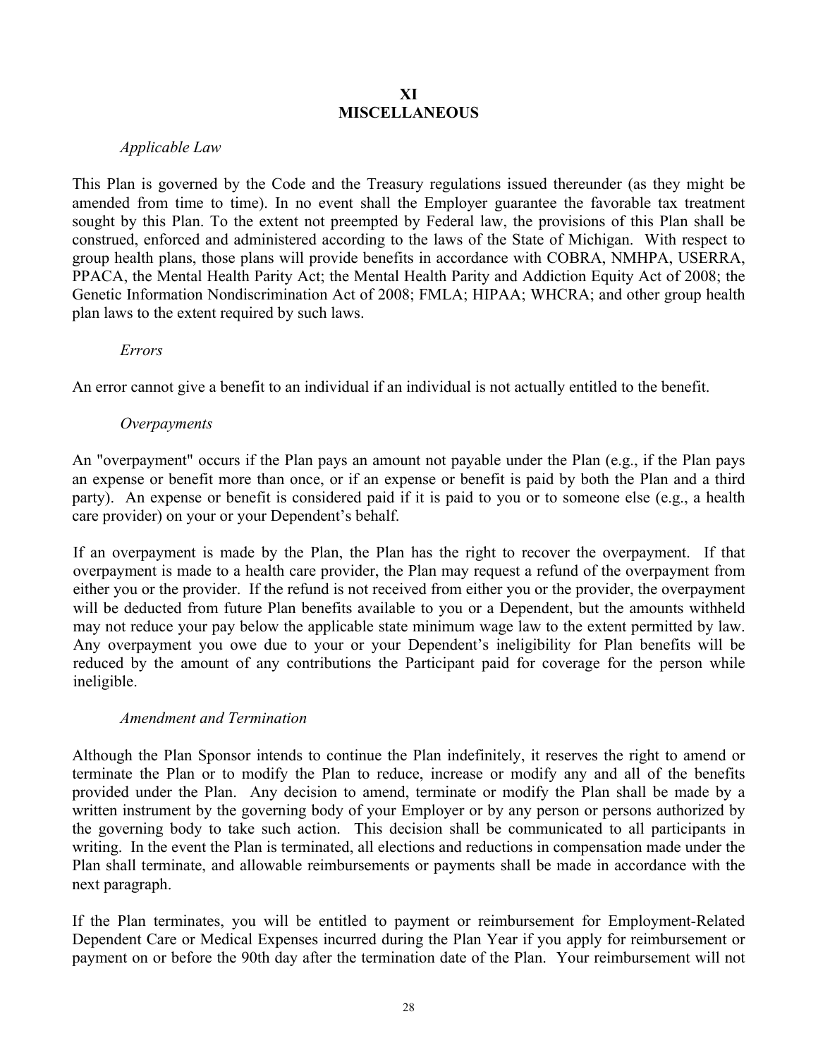## XI
## MISCELLANEOUS

*Applicable Law*

This Plan is governed by the Code and the Treasury regulations issued thereunder (as they might be amended from time to time). In no event shall the Employer guarantee the favorable tax treatment sought by this Plan. To the extent not preempted by Federal law, the provisions of this Plan shall be construed, enforced and administered according to the laws of the State of Michigan. With respect to group health plans, those plans will provide benefits in accordance with COBRA, NMHPA, USERRA, PPACA, the Mental Health Parity Act; the Mental Health Parity and Addiction Equity Act of 2008; the Genetic Information Nondiscrimination Act of 2008; FMLA; HIPAA; WHCRA; and other group health plan laws to the extent required by such laws.

*Errors*

An error cannot give a benefit to an individual if an individual is not actually entitled to the benefit.

*Overpayments*

An "overpayment" occurs if the Plan pays an amount not payable under the Plan (e.g., if the Plan pays an expense or benefit more than once, or if an expense or benefit is paid by both the Plan and a third party). An expense or benefit is considered paid if it is paid to you or to someone else (e.g., a health care provider) on your or your Dependent's behalf.

If an overpayment is made by the Plan, the Plan has the right to recover the overpayment. If that overpayment is made to a health care provider, the Plan may request a refund of the overpayment from either you or the provider. If the refund is not received from either you or the provider, the overpayment will be deducted from future Plan benefits available to you or a Dependent, but the amounts withheld may not reduce your pay below the applicable state minimum wage law to the extent permitted by law. Any overpayment you owe due to your or your Dependent's ineligibility for Plan benefits will be reduced by the amount of any contributions the Participant paid for coverage for the person while ineligible.

*Amendment and Termination*

Although the Plan Sponsor intends to continue the Plan indefinitely, it reserves the right to amend or terminate the Plan or to modify the Plan to reduce, increase or modify any and all of the benefits provided under the Plan. Any decision to amend, terminate or modify the Plan shall be made by a written instrument by the governing body of your Employer or by any person or persons authorized by the governing body to take such action. This decision shall be communicated to all participants in writing. In the event the Plan is terminated, all elections and reductions in compensation made under the Plan shall terminate, and allowable reimbursements or payments shall be made in accordance with the next paragraph.

If the Plan terminates, you will be entitled to payment or reimbursement for Employment-Related Dependent Care or Medical Expenses incurred during the Plan Year if you apply for reimbursement or payment on or before the 90th day after the termination date of the Plan. Your reimbursement will not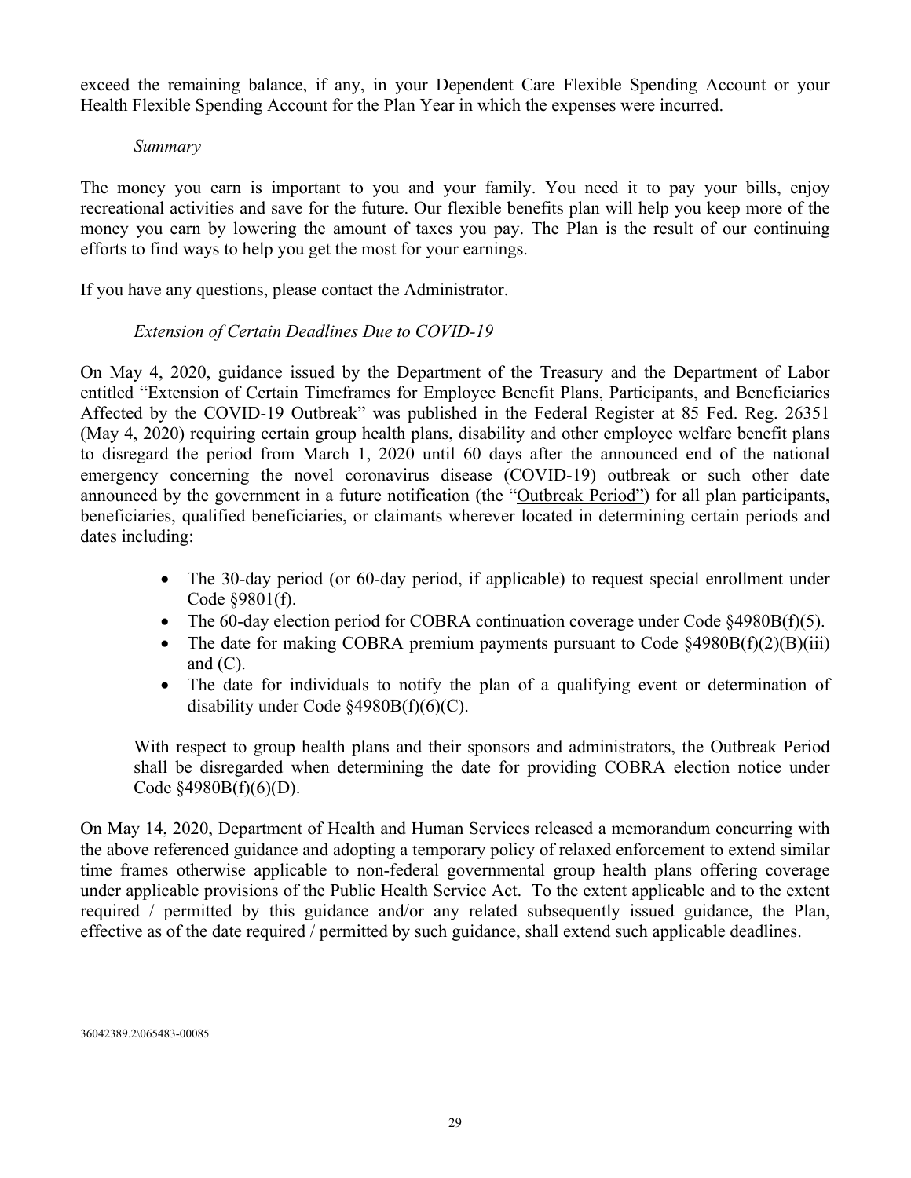exceed the remaining balance, if any, in your Dependent Care Flexible Spending Account or your Health Flexible Spending Account for the Plan Year in which the expenses were incurred.

*Summary*

The money you earn is important to you and your family. You need it to pay your bills, enjoy recreational activities and save for the future. Our flexible benefits plan will help you keep more of the money you earn by lowering the amount of taxes you pay. The Plan is the result of our continuing efforts to find ways to help you get the most for your earnings.

If you have any questions, please contact the Administrator.

*Extension of Certain Deadlines Due to COVID-19*

On May 4, 2020, guidance issued by the Department of the Treasury and the Department of Labor entitled "Extension of Certain Timeframes for Employee Benefit Plans, Participants, and Beneficiaries Affected by the COVID-19 Outbreak" was published in the Federal Register at 85 Fed. Reg. 26351 (May 4, 2020) requiring certain group health plans, disability and other employee welfare benefit plans to disregard the period from March 1, 2020 until 60 days after the announced end of the national emergency concerning the novel coronavirus disease (COVID-19) outbreak or such other date announced by the government in a future notification (the "Outbreak Period") for all plan participants, beneficiaries, qualified beneficiaries, or claimants wherever located in determining certain periods and dates including:

- The 30-day period (or 60-day period, if applicable) to request special enrollment under Code §9801(f).
- The 60-day election period for COBRA continuation coverage under Code §4980B(f)(5).
- The date for making COBRA premium payments pursuant to Code §4980B(f)(2)(B)(iii) and (C).
- The date for individuals to notify the plan of a qualifying event or determination of disability under Code §4980B(f)(6)(C).

With respect to group health plans and their sponsors and administrators, the Outbreak Period shall be disregarded when determining the date for providing COBRA election notice under Code §4980B(f)(6)(D).

On May 14, 2020, Department of Health and Human Services released a memorandum concurring with the above referenced guidance and adopting a temporary policy of relaxed enforcement to extend similar time frames otherwise applicable to non-federal governmental group health plans offering coverage under applicable provisions of the Public Health Service Act. To the extent applicable and to the extent required / permitted by this guidance and/or any related subsequently issued guidance, the Plan, effective as of the date required / permitted by such guidance, shall extend such applicable deadlines.

36042389.2\065483-00085